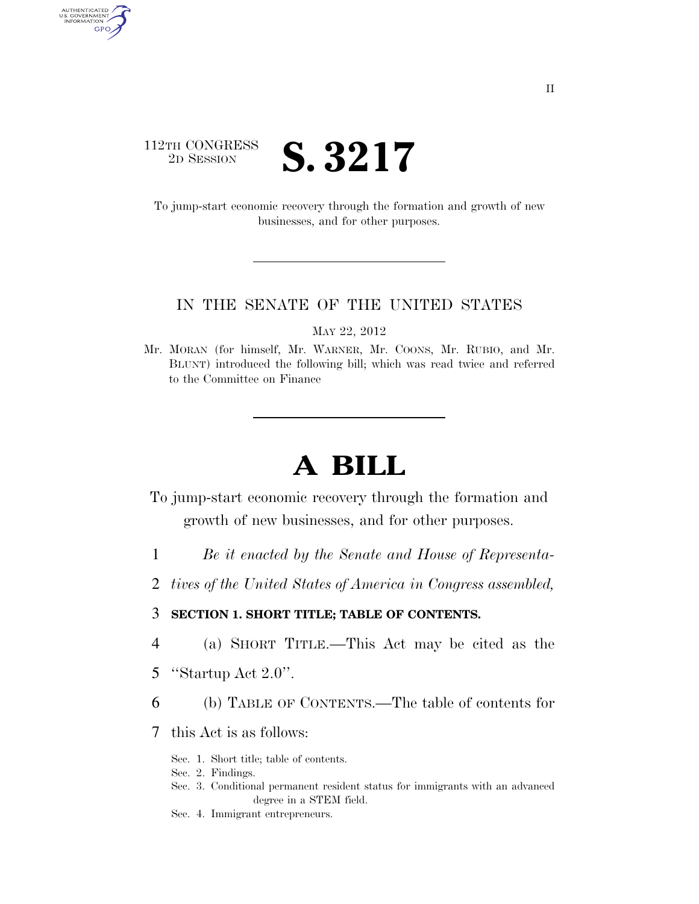112TH CONGRESS
2D SESSION

# S. 3217

To jump-start economic recovery through the formation and growth of new businesses, and for other purposes.

---

IN THE SENATE OF THE UNITED STATES

MAY 22, 2012

Mr. MORAN (for himself, Mr. WARNER, Mr. COONS, Mr. RUBIO, and Mr. BLUNT) introduced the following bill; which was read twice and referred to the Committee on Finance

---

# A BILL

To jump-start economic recovery through the formation and growth of new businesses, and for other purposes.

1 *Be it enacted by the Senate and House of Representa-*

2 *tives of the United States of America in Congress assembled,*

3 **SECTION 1. SHORT TITLE; TABLE OF CONTENTS.**

4 (a) SHORT TITLE.—This Act may be cited as the

5 ''Startup Act 2.0''.

6 (b) TABLE OF CONTENTS.—The table of contents for

7 this Act is as follows:

Sec. 1. Short title; table of contents.
Sec. 2. Findings.
Sec. 3. Conditional permanent resident status for immigrants with an advanced degree in a STEM field.
Sec. 4. Immigrant entrepreneurs.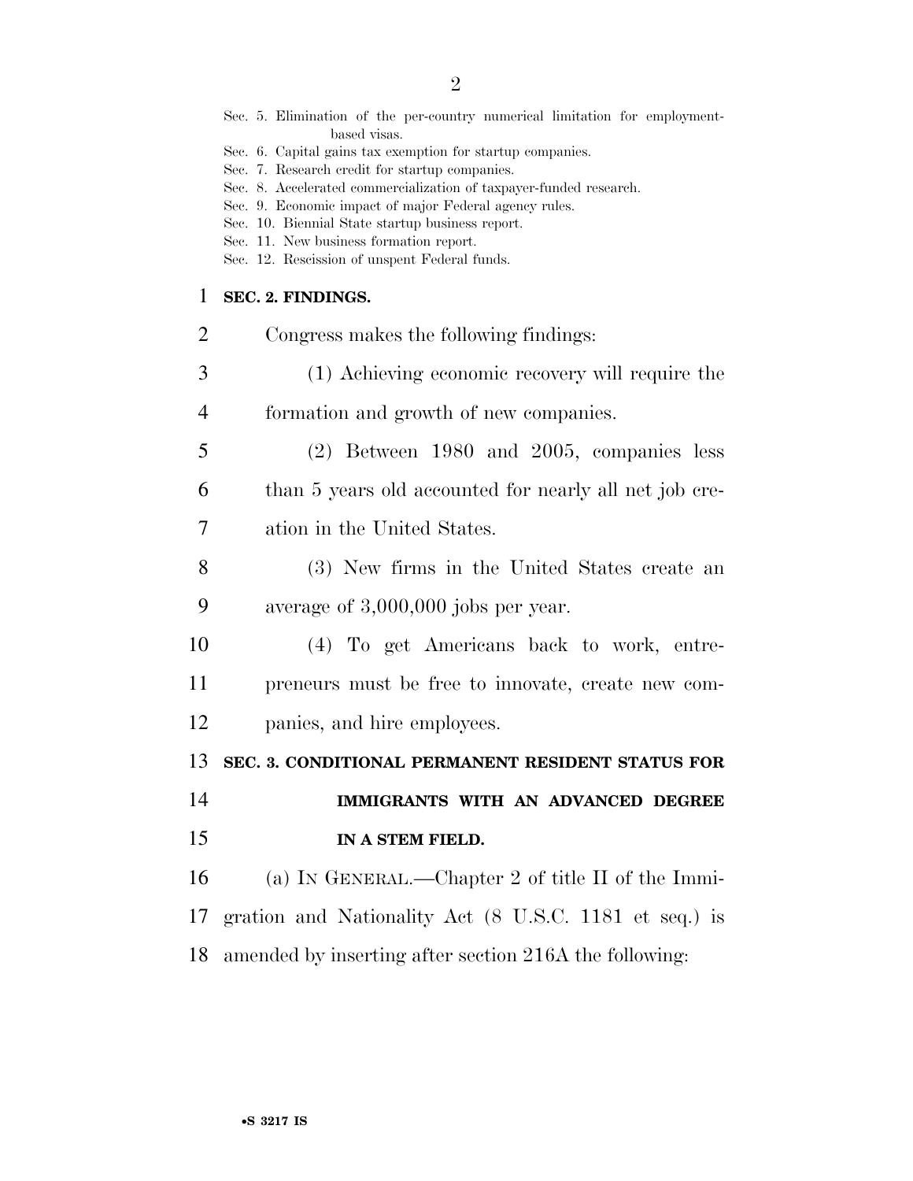Sec. 5. Elimination of the per-country numerical limitation for employment-based visas.
Sec. 6. Capital gains tax exemption for startup companies.
Sec. 7. Research credit for startup companies.
Sec. 8. Accelerated commercialization of taxpayer-funded research.
Sec. 9. Economic impact of major Federal agency rules.
Sec. 10. Biennial State startup business report.
Sec. 11. New business formation report.
Sec. 12. Rescission of unspent Federal funds.

## SEC. 2. FINDINGS.

Congress makes the following findings:

(1) Achieving economic recovery will require the formation and growth of new companies.

(2) Between 1980 and 2005, companies less than 5 years old accounted for nearly all net job creation in the United States.

(3) New firms in the United States create an average of 3,000,000 jobs per year.

(4) To get Americans back to work, entrepreneurs must be free to innovate, create new companies, and hire employees.

## SEC. 3. CONDITIONAL PERMANENT RESIDENT STATUS FOR IMMIGRANTS WITH AN ADVANCED DEGREE IN A STEM FIELD.

(a) IN GENERAL.—Chapter 2 of title II of the Immigration and Nationality Act (8 U.S.C. 1181 et seq.) is amended by inserting after section 216A the following: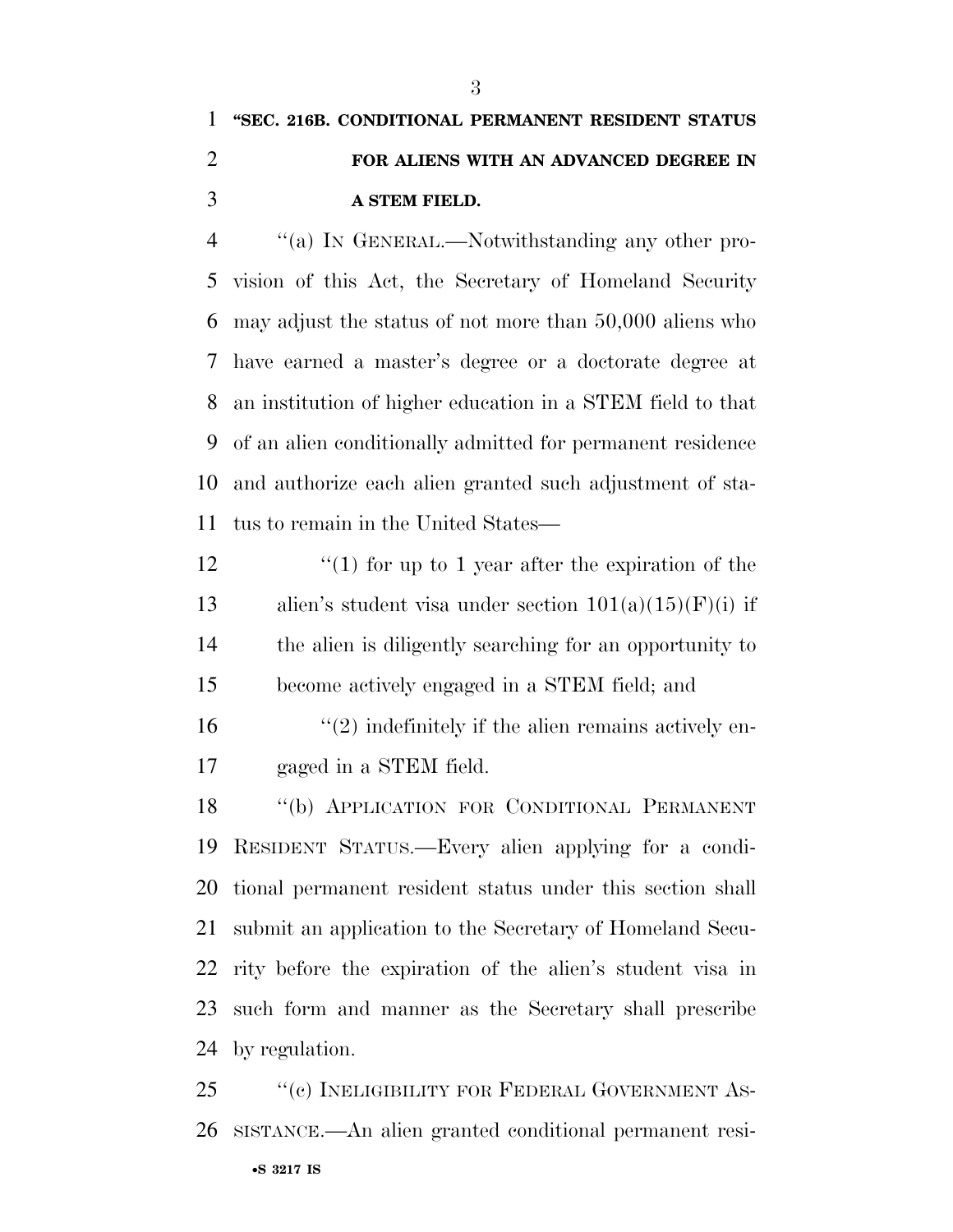**"SEC. 216B. CONDITIONAL PERMANENT RESIDENT STATUS FOR ALIENS WITH AN ADVANCED DEGREE IN A STEM FIELD.**

"(a) IN GENERAL.—Notwithstanding any other provision of this Act, the Secretary of Homeland Security may adjust the status of not more than 50,000 aliens who have earned a master's degree or a doctorate degree at an institution of higher education in a STEM field to that of an alien conditionally admitted for permanent residence and authorize each alien granted such adjustment of status to remain in the United States—

"(1) for up to 1 year after the expiration of the alien's student visa under section 101(a)(15)(F)(i) if the alien is diligently searching for an opportunity to become actively engaged in a STEM field; and

"(2) indefinitely if the alien remains actively engaged in a STEM field.

"(b) APPLICATION FOR CONDITIONAL PERMANENT RESIDENT STATUS.—Every alien applying for a conditional permanent resident status under this section shall submit an application to the Secretary of Homeland Security before the expiration of the alien's student visa in such form and manner as the Secretary shall prescribe by regulation.

"(c) INELIGIBILITY FOR FEDERAL GOVERNMENT ASSISTANCE.—An alien granted conditional permanent resi-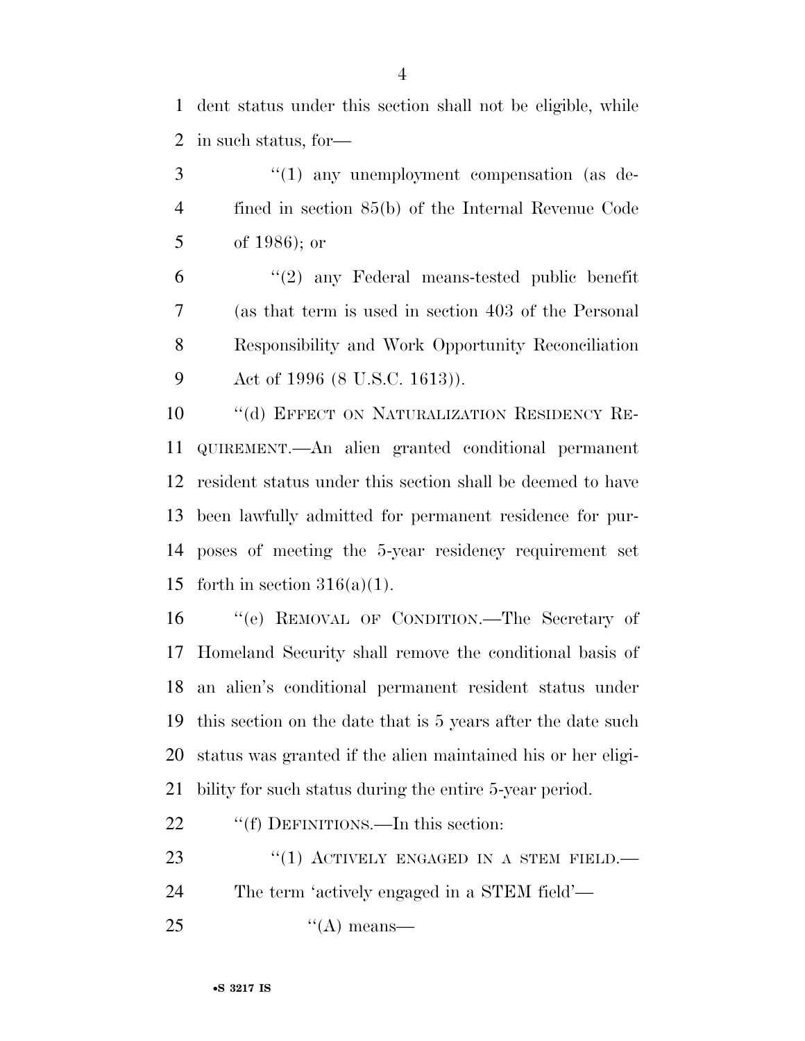dent status under this section shall not be eligible, while in such status, for—

"(1) any unemployment compensation (as defined in section 85(b) of the Internal Revenue Code of 1986); or

"(2) any Federal means-tested public benefit (as that term is used in section 403 of the Personal Responsibility and Work Opportunity Reconciliation Act of 1996 (8 U.S.C. 1613)).

"(d) EFFECT ON NATURALIZATION RESIDENCY REQUIREMENT.—An alien granted conditional permanent resident status under this section shall be deemed to have been lawfully admitted for permanent residence for purposes of meeting the 5-year residency requirement set forth in section 316(a)(1).

"(e) REMOVAL OF CONDITION.—The Secretary of Homeland Security shall remove the conditional basis of an alien's conditional permanent resident status under this section on the date that is 5 years after the date such status was granted if the alien maintained his or her eligibility for such status during the entire 5-year period.

"(f) DEFINITIONS.—In this section:

"(1) ACTIVELY ENGAGED IN A STEM FIELD.—The term 'actively engaged in a STEM field'—

"(A) means—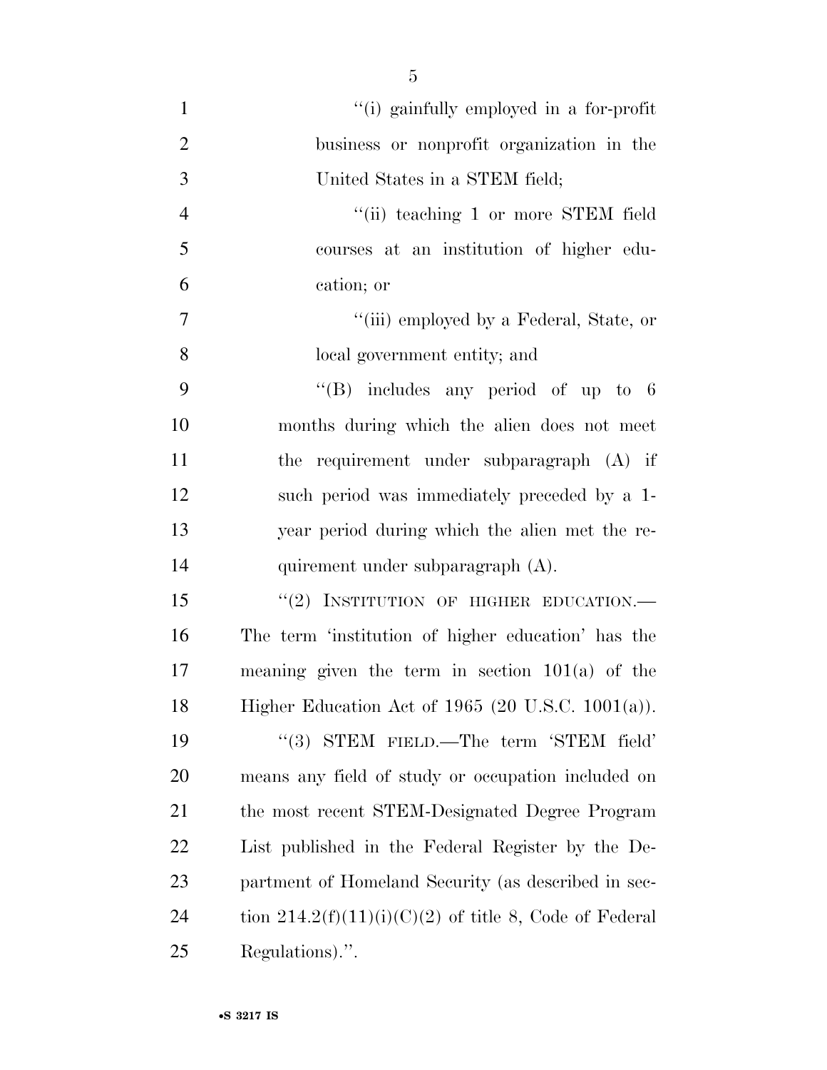"(i) gainfully employed in a for-profit business or nonprofit organization in the United States in a STEM field;

"(ii) teaching 1 or more STEM field courses at an institution of higher education; or

"(iii) employed by a Federal, State, or local government entity; and

"(B) includes any period of up to 6 months during which the alien does not meet the requirement under subparagraph (A) if such period was immediately preceded by a 1-year period during which the alien met the requirement under subparagraph (A).

"(2) INSTITUTION OF HIGHER EDUCATION.—The term 'institution of higher education' has the meaning given the term in section 101(a) of the Higher Education Act of 1965 (20 U.S.C. 1001(a)).

"(3) STEM FIELD.—The term 'STEM field' means any field of study or occupation included on the most recent STEM-Designated Degree Program List published in the Federal Register by the Department of Homeland Security (as described in section 214.2(f)(11)(i)(C)(2) of title 8, Code of Federal Regulations).".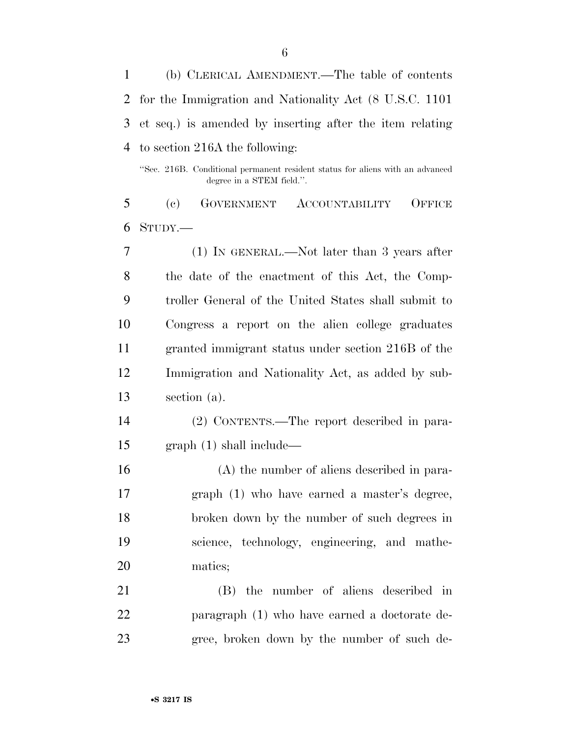(b) CLERICAL AMENDMENT.—The table of contents for the Immigration and Nationality Act (8 U.S.C. 1101 et seq.) is amended by inserting after the item relating to section 216A the following:

"Sec. 216B. Conditional permanent resident status for aliens with an advanced degree in a STEM field.".

(c) GOVERNMENT ACCOUNTABILITY OFFICE STUDY.—

(1) IN GENERAL.—Not later than 3 years after the date of the enactment of this Act, the Comptroller General of the United States shall submit to Congress a report on the alien college graduates granted immigrant status under section 216B of the Immigration and Nationality Act, as added by subsection (a).

(2) CONTENTS.—The report described in paragraph (1) shall include—

(A) the number of aliens described in paragraph (1) who have earned a master's degree, broken down by the number of such degrees in science, technology, engineering, and mathematics;

(B) the number of aliens described in paragraph (1) who have earned a doctorate degree, broken down by the number of such de-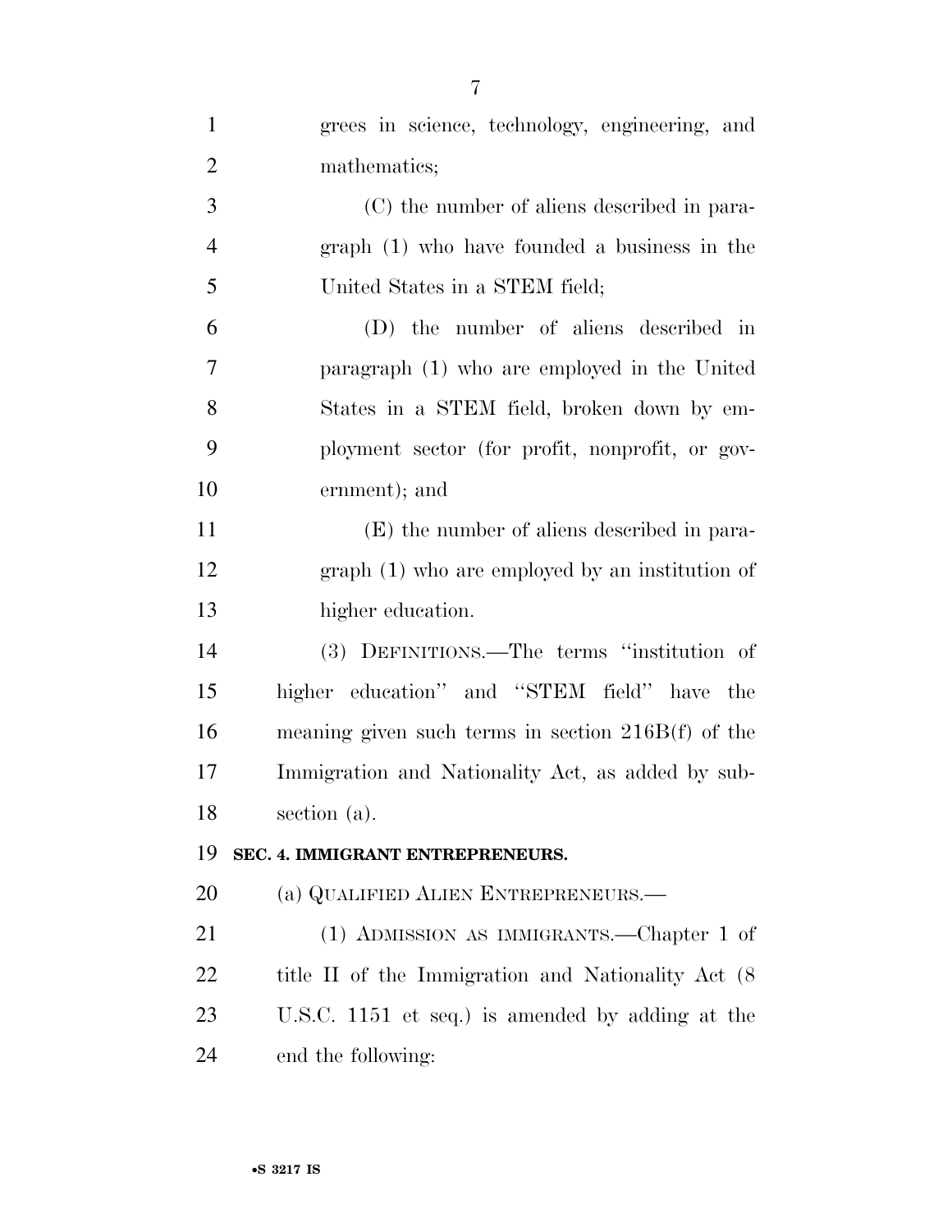grees in science, technology, engineering, and mathematics;

(C) the number of aliens described in paragraph (1) who have founded a business in the United States in a STEM field;

(D) the number of aliens described in paragraph (1) who are employed in the United States in a STEM field, broken down by employment sector (for profit, nonprofit, or government); and

(E) the number of aliens described in paragraph (1) who are employed by an institution of higher education.

(3) DEFINITIONS.—The terms ''institution of higher education'' and ''STEM field'' have the meaning given such terms in section 216B(f) of the Immigration and Nationality Act, as added by subsection (a).

**SEC. 4. IMMIGRANT ENTREPRENEURS.**

(a) QUALIFIED ALIEN ENTREPRENEURS.—

(1) ADMISSION AS IMMIGRANTS.—Chapter 1 of title II of the Immigration and Nationality Act (8 U.S.C. 1151 et seq.) is amended by adding at the end the following: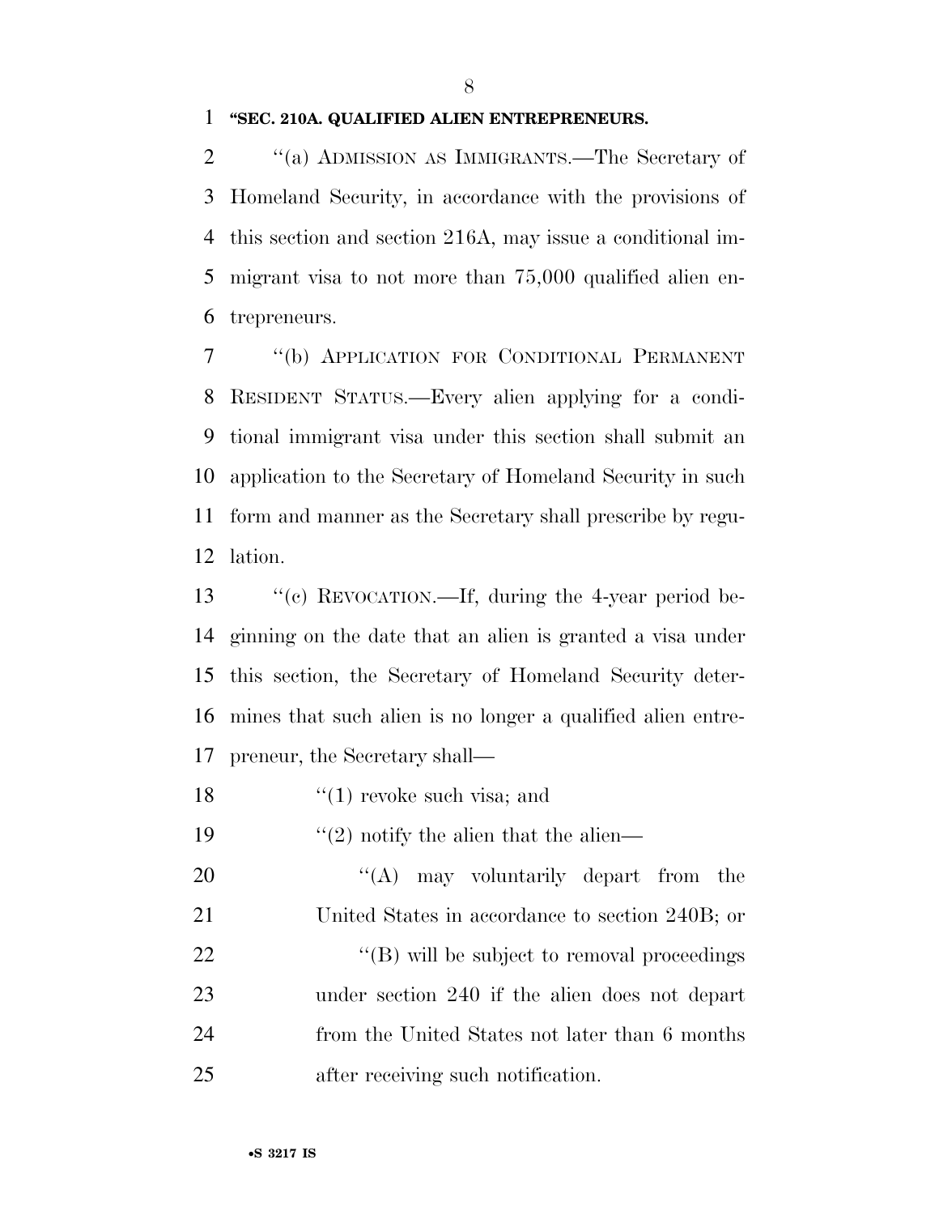**"SEC. 210A. QUALIFIED ALIEN ENTREPRENEURS.**

"(a) ADMISSION AS IMMIGRANTS.—The Secretary of Homeland Security, in accordance with the provisions of this section and section 216A, may issue a conditional immigrant visa to not more than 75,000 qualified alien entrepreneurs.

"(b) APPLICATION FOR CONDITIONAL PERMANENT RESIDENT STATUS.—Every alien applying for a conditional immigrant visa under this section shall submit an application to the Secretary of Homeland Security in such form and manner as the Secretary shall prescribe by regulation.

"(c) REVOCATION.—If, during the 4-year period beginning on the date that an alien is granted a visa under this section, the Secretary of Homeland Security determines that such alien is no longer a qualified alien entrepreneur, the Secretary shall—

"(1) revoke such visa; and

"(2) notify the alien that the alien—

"(A) may voluntarily depart from the United States in accordance to section 240B; or

"(B) will be subject to removal proceedings under section 240 if the alien does not depart from the United States not later than 6 months after receiving such notification.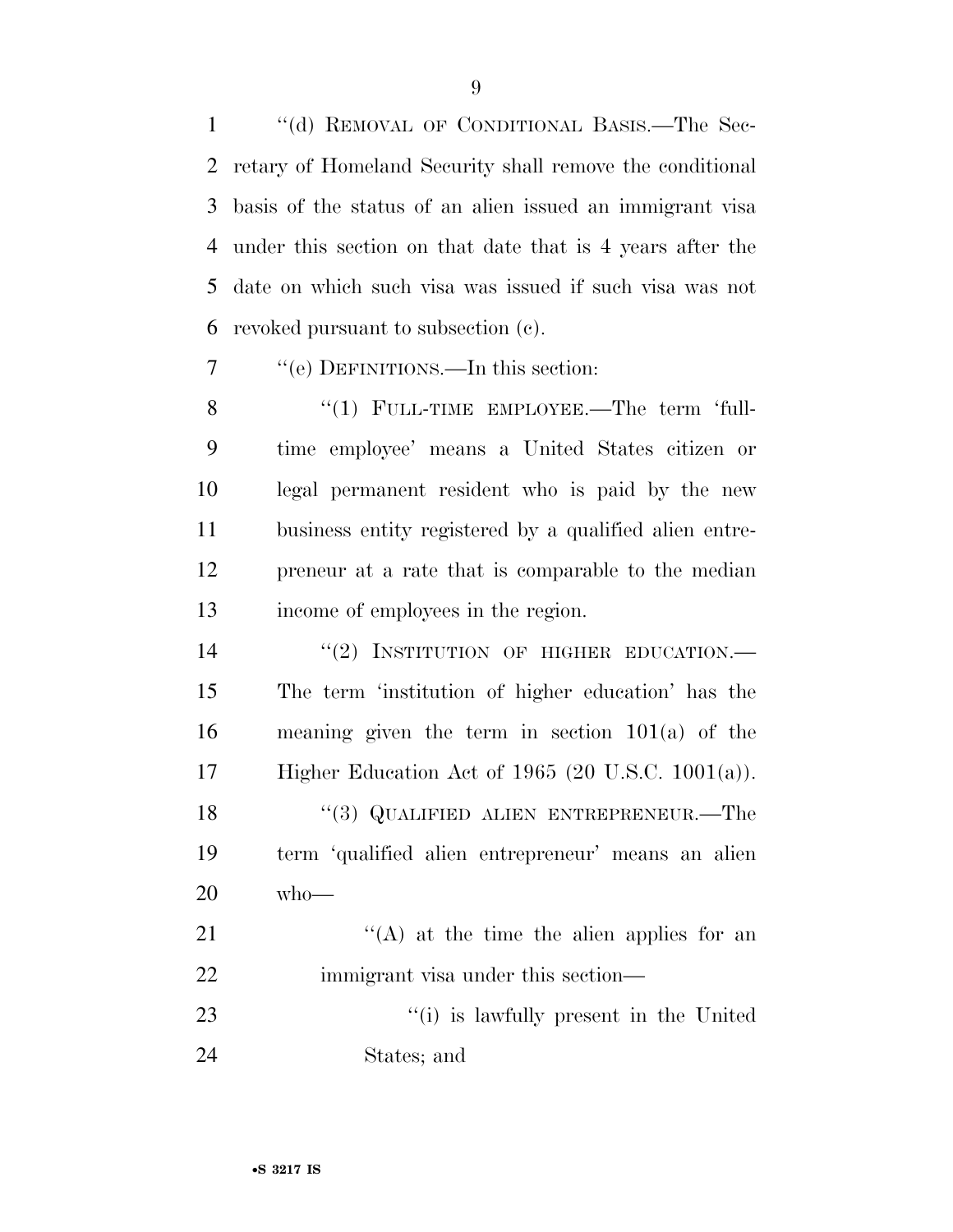"(d) REMOVAL OF CONDITIONAL BASIS.—The Secretary of Homeland Security shall remove the conditional basis of the status of an alien issued an immigrant visa under this section on that date that is 4 years after the date on which such visa was issued if such visa was not revoked pursuant to subsection (c).

"(e) DEFINITIONS.—In this section:

"(1) FULL-TIME EMPLOYEE.—The term 'full-time employee' means a United States citizen or legal permanent resident who is paid by the new business entity registered by a qualified alien entrepreneur at a rate that is comparable to the median income of employees in the region.

"(2) INSTITUTION OF HIGHER EDUCATION.—The term 'institution of higher education' has the meaning given the term in section 101(a) of the Higher Education Act of 1965 (20 U.S.C. 1001(a)).

"(3) QUALIFIED ALIEN ENTREPRENEUR.—The term 'qualified alien entrepreneur' means an alien who—

"(A) at the time the alien applies for an immigrant visa under this section—

"(i) is lawfully present in the United States; and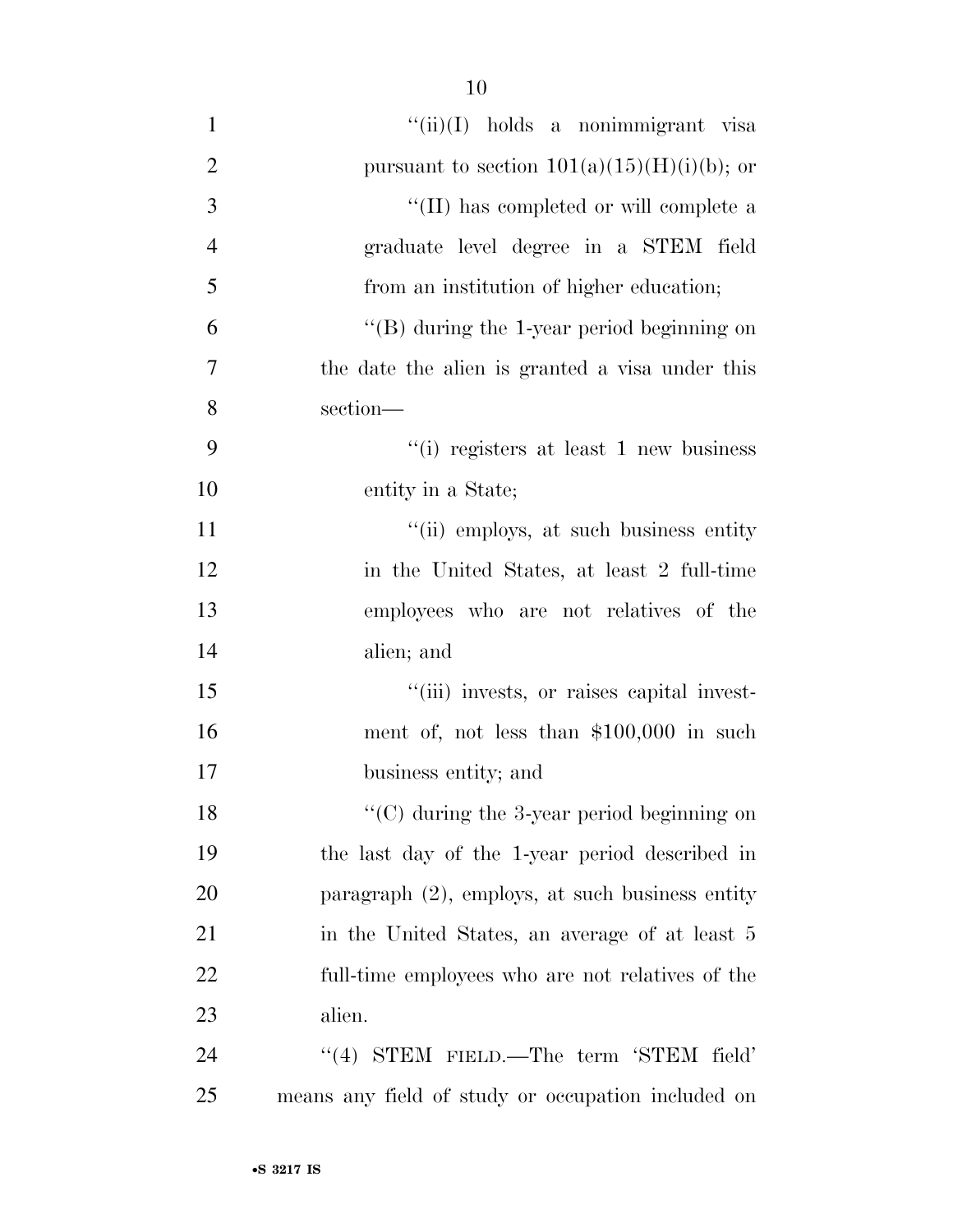"(ii)(I) holds a nonimmigrant visa pursuant to section 101(a)(15)(H)(i)(b); or

"(II) has completed or will complete a graduate level degree in a STEM field from an institution of higher education;

"(B) during the 1-year period beginning on the date the alien is granted a visa under this section—

"(i) registers at least 1 new business entity in a State;

"(ii) employs, at such business entity in the United States, at least 2 full-time employees who are not relatives of the alien; and

"(iii) invests, or raises capital investment of, not less than $100,000 in such business entity; and

"(C) during the 3-year period beginning on the last day of the 1-year period described in paragraph (2), employs, at such business entity in the United States, an average of at least 5 full-time employees who are not relatives of the alien.

"(4) STEM FIELD.—The term 'STEM field' means any field of study or occupation included on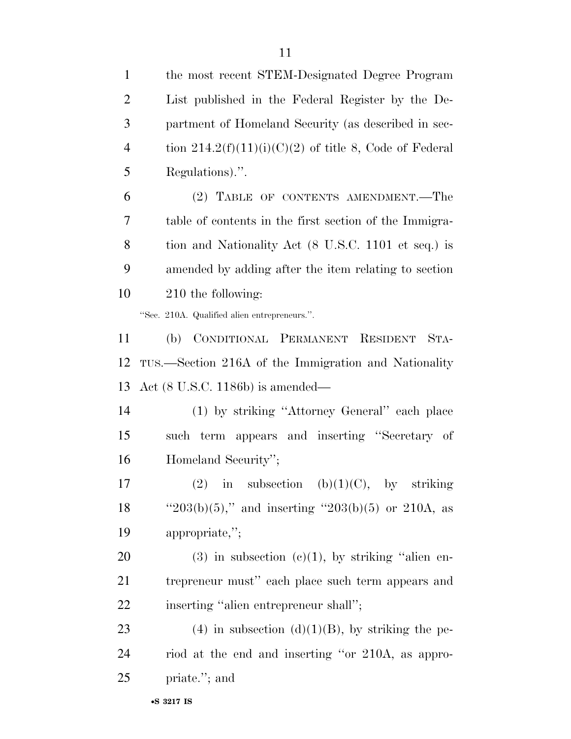the most recent STEM-Designated Degree Program List published in the Federal Register by the Department of Homeland Security (as described in section 214.2(f)(11)(i)(C)(2) of title 8, Code of Federal Regulations).''.

(2) TABLE OF CONTENTS AMENDMENT.—The table of contents in the first section of the Immigration and Nationality Act (8 U.S.C. 1101 et seq.) is amended by adding after the item relating to section 210 the following:

''Sec. 210A. Qualified alien entrepreneurs.''.

(b) CONDITIONAL PERMANENT RESIDENT STATUS.—Section 216A of the Immigration and Nationality Act (8 U.S.C. 1186b) is amended—

(1) by striking ''Attorney General'' each place such term appears and inserting ''Secretary of Homeland Security'';

(2) in subsection (b)(1)(C), by striking ''203(b)(5),'' and inserting ''203(b)(5) or 210A, as appropriate,'';

(3) in subsection (c)(1), by striking ''alien entrepreneur must'' each place such term appears and inserting ''alien entrepreneur shall'';

(4) in subsection (d)(1)(B), by striking the period at the end and inserting ''or 210A, as appropriate.''; and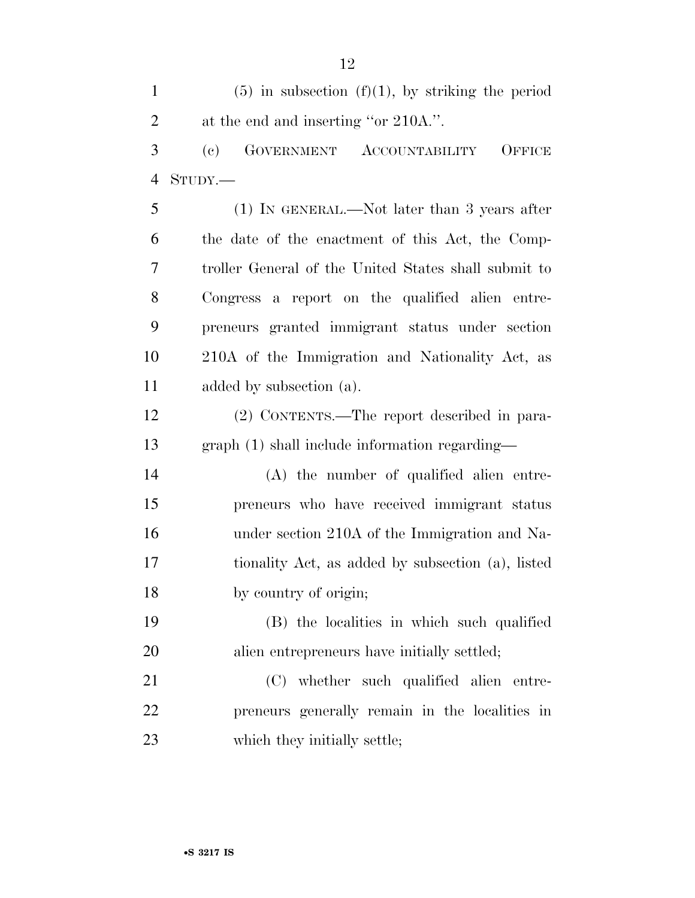(5) in subsection (f)(1), by striking the period at the end and inserting "or 210A.".

(c) GOVERNMENT ACCOUNTABILITY OFFICE STUDY.—

(1) IN GENERAL.—Not later than 3 years after the date of the enactment of this Act, the Comptroller General of the United States shall submit to Congress a report on the qualified alien entrepreneurs granted immigrant status under section 210A of the Immigration and Nationality Act, as added by subsection (a).

(2) CONTENTS.—The report described in paragraph (1) shall include information regarding—

(A) the number of qualified alien entrepreneurs who have received immigrant status under section 210A of the Immigration and Nationality Act, as added by subsection (a), listed by country of origin;

(B) the localities in which such qualified alien entrepreneurs have initially settled;

(C) whether such qualified alien entrepreneurs generally remain in the localities in which they initially settle;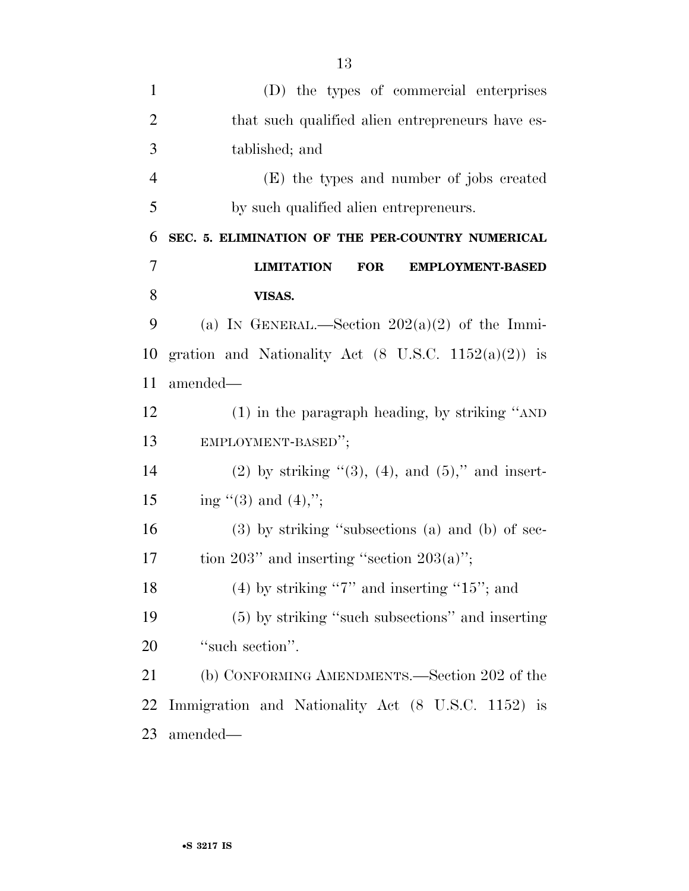(D) the types of commercial enterprises that such qualified alien entrepreneurs have established; and

(E) the types and number of jobs created by such qualified alien entrepreneurs.

**SEC. 5. ELIMINATION OF THE PER-COUNTRY NUMERICAL LIMITATION FOR EMPLOYMENT-BASED VISAS.**

(a) IN GENERAL.—Section 202(a)(2) of the Immigration and Nationality Act (8 U.S.C. 1152(a)(2)) is amended—

(1) in the paragraph heading, by striking ''AND EMPLOYMENT-BASED'';

(2) by striking ''(3), (4), and (5),'' and inserting ''(3) and (4),'';

(3) by striking ''subsections (a) and (b) of section 203'' and inserting ''section 203(a)'';

(4) by striking ''7'' and inserting ''15''; and

(5) by striking ''such subsections'' and inserting ''such section''.

(b) CONFORMING AMENDMENTS.—Section 202 of the Immigration and Nationality Act (8 U.S.C. 1152) is amended—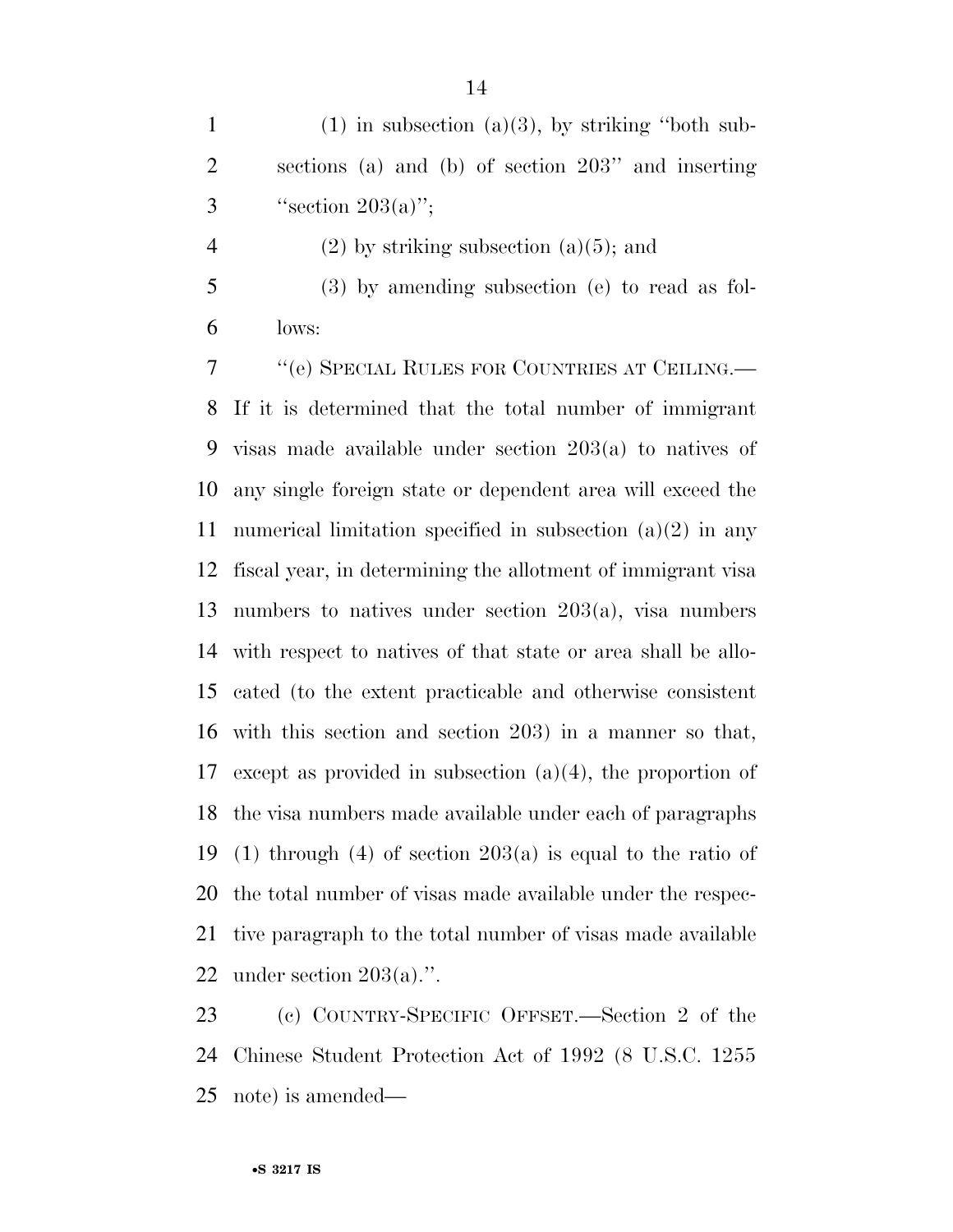(1) in subsection (a)(3), by striking "both subsections (a) and (b) of section 203" and inserting "section 203(a)";

(2) by striking subsection (a)(5); and

(3) by amending subsection (e) to read as follows:

"(e) SPECIAL RULES FOR COUNTRIES AT CEILING.—If it is determined that the total number of immigrant visas made available under section 203(a) to natives of any single foreign state or dependent area will exceed the numerical limitation specified in subsection (a)(2) in any fiscal year, in determining the allotment of immigrant visa numbers to natives under section 203(a), visa numbers with respect to natives of that state or area shall be allocated (to the extent practicable and otherwise consistent with this section and section 203) in a manner so that, except as provided in subsection (a)(4), the proportion of the visa numbers made available under each of paragraphs (1) through (4) of section 203(a) is equal to the ratio of the total number of visas made available under the respective paragraph to the total number of visas made available under section 203(a).".

(c) COUNTRY-SPECIFIC OFFSET.—Section 2 of the Chinese Student Protection Act of 1992 (8 U.S.C. 1255 note) is amended—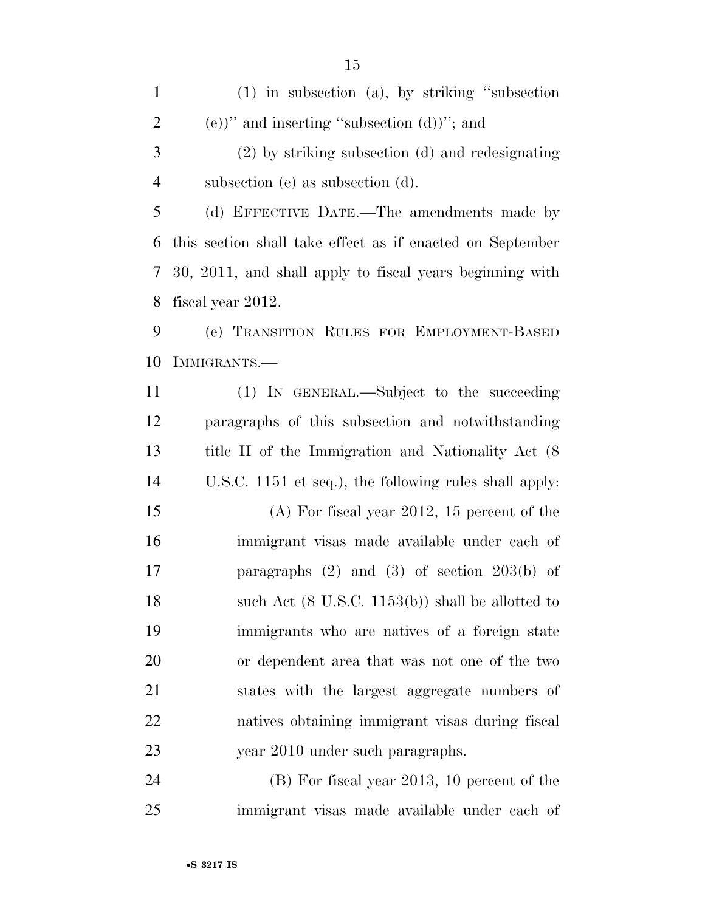(1) in subsection (a), by striking "subsection (e))" and inserting "subsection (d))"; and

(2) by striking subsection (d) and redesignating subsection (e) as subsection (d).

(d) EFFECTIVE DATE.—The amendments made by this section shall take effect as if enacted on September 30, 2011, and shall apply to fiscal years beginning with fiscal year 2012.

(e) TRANSITION RULES FOR EMPLOYMENT-BASED IMMIGRANTS.—

(1) IN GENERAL.—Subject to the succeeding paragraphs of this subsection and notwithstanding title II of the Immigration and Nationality Act (8 U.S.C. 1151 et seq.), the following rules shall apply:

(A) For fiscal year 2012, 15 percent of the immigrant visas made available under each of paragraphs (2) and (3) of section 203(b) of such Act (8 U.S.C. 1153(b)) shall be allotted to immigrants who are natives of a foreign state or dependent area that was not one of the two states with the largest aggregate numbers of natives obtaining immigrant visas during fiscal year 2010 under such paragraphs.

(B) For fiscal year 2013, 10 percent of the immigrant visas made available under each of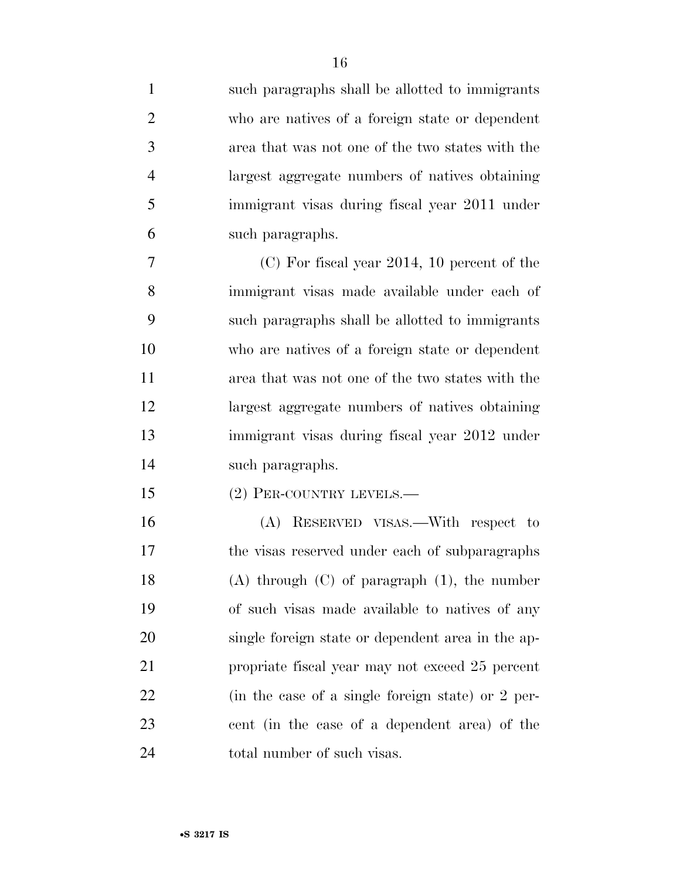such paragraphs shall be allotted to immigrants who are natives of a foreign state or dependent area that was not one of the two states with the largest aggregate numbers of natives obtaining immigrant visas during fiscal year 2011 under such paragraphs.

(C) For fiscal year 2014, 10 percent of the immigrant visas made available under each of such paragraphs shall be allotted to immigrants who are natives of a foreign state or dependent area that was not one of the two states with the largest aggregate numbers of natives obtaining immigrant visas during fiscal year 2012 under such paragraphs.

(2) PER-COUNTRY LEVELS.—

(A) RESERVED VISAS.—With respect to the visas reserved under each of subparagraphs (A) through (C) of paragraph (1), the number of such visas made available to natives of any single foreign state or dependent area in the appropriate fiscal year may not exceed 25 percent (in the case of a single foreign state) or 2 percent (in the case of a dependent area) of the total number of such visas.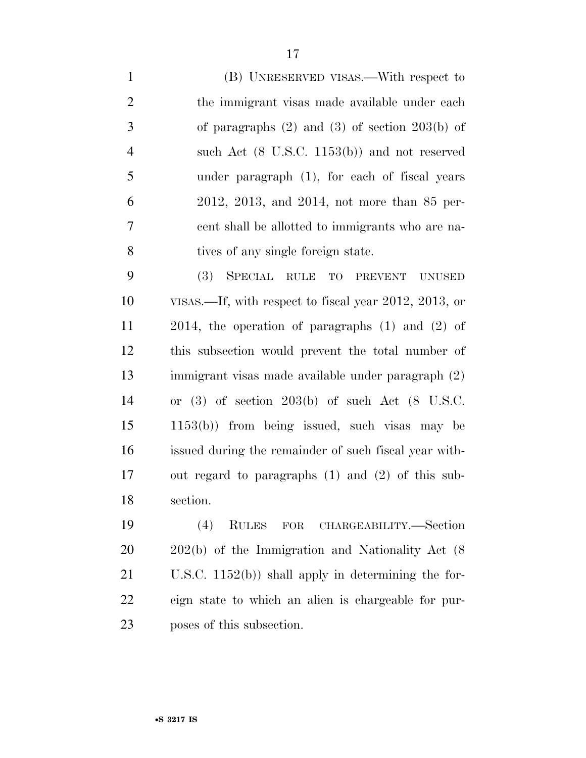(B) UNRESERVED VISAS.—With respect to the immigrant visas made available under each of paragraphs (2) and (3) of section 203(b) of such Act (8 U.S.C. 1153(b)) and not reserved under paragraph (1), for each of fiscal years 2012, 2013, and 2014, not more than 85 percent shall be allotted to immigrants who are natives of any single foreign state.

(3) SPECIAL RULE TO PREVENT UNUSED VISAS.—If, with respect to fiscal year 2012, 2013, or 2014, the operation of paragraphs (1) and (2) of this subsection would prevent the total number of immigrant visas made available under paragraph (2) or (3) of section 203(b) of such Act (8 U.S.C. 1153(b)) from being issued, such visas may be issued during the remainder of such fiscal year without regard to paragraphs (1) and (2) of this subsection.

(4) RULES FOR CHARGEABILITY.—Section 202(b) of the Immigration and Nationality Act (8 U.S.C. 1152(b)) shall apply in determining the foreign state to which an alien is chargeable for purposes of this subsection.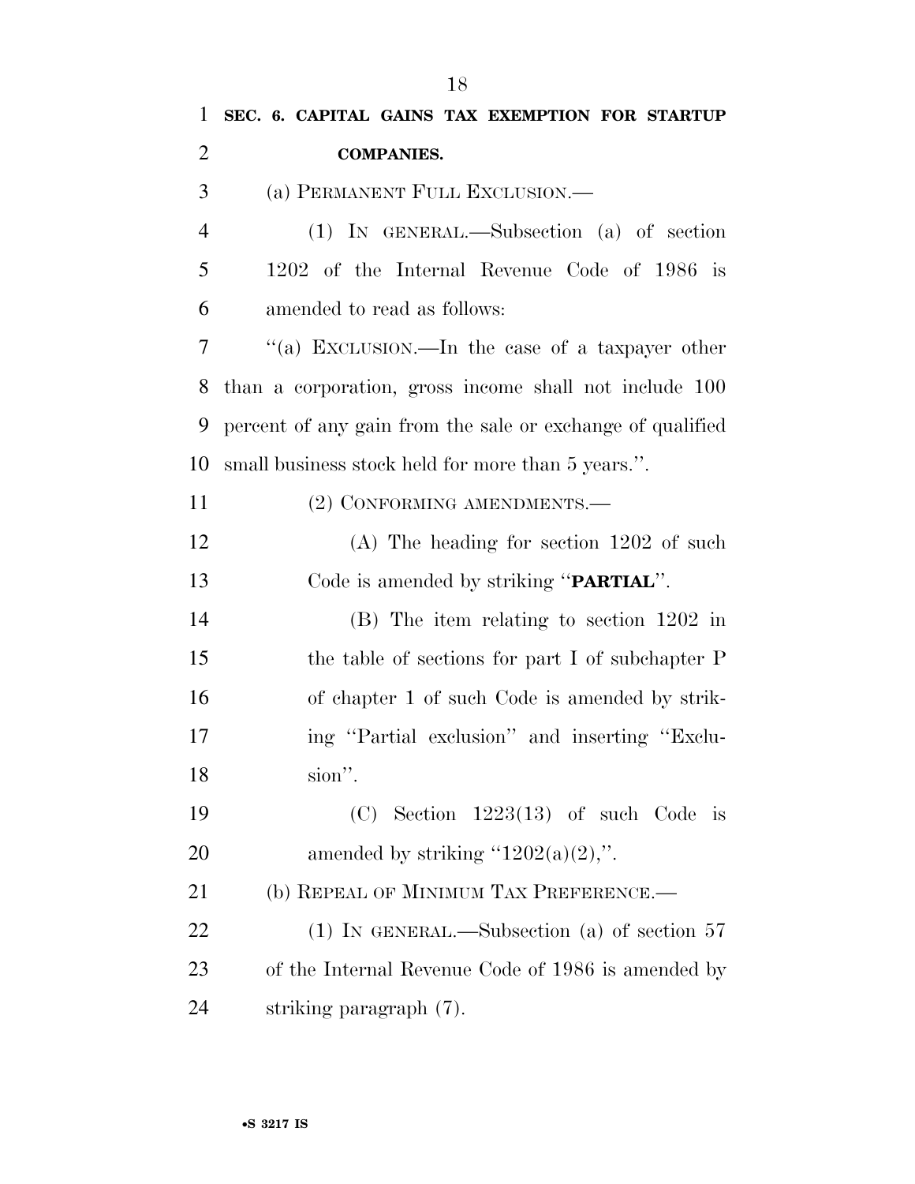**SEC. 6. CAPITAL GAINS TAX EXEMPTION FOR STARTUP COMPANIES.**

(a) PERMANENT FULL EXCLUSION.—

(1) IN GENERAL.—Subsection (a) of section 1202 of the Internal Revenue Code of 1986 is amended to read as follows:

''(a) EXCLUSION.—In the case of a taxpayer other than a corporation, gross income shall not include 100 percent of any gain from the sale or exchange of qualified small business stock held for more than 5 years.''.

(2) CONFORMING AMENDMENTS.—

(A) The heading for section 1202 of such Code is amended by striking ''**PARTIAL**''.

(B) The item relating to section 1202 in the table of sections for part I of subchapter P of chapter 1 of such Code is amended by striking ''Partial exclusion'' and inserting ''Exclusion''.

(C) Section 1223(13) of such Code is amended by striking ''1202(a)(2),''.

(b) REPEAL OF MINIMUM TAX PREFERENCE.—

(1) IN GENERAL.—Subsection (a) of section 57 of the Internal Revenue Code of 1986 is amended by striking paragraph (7).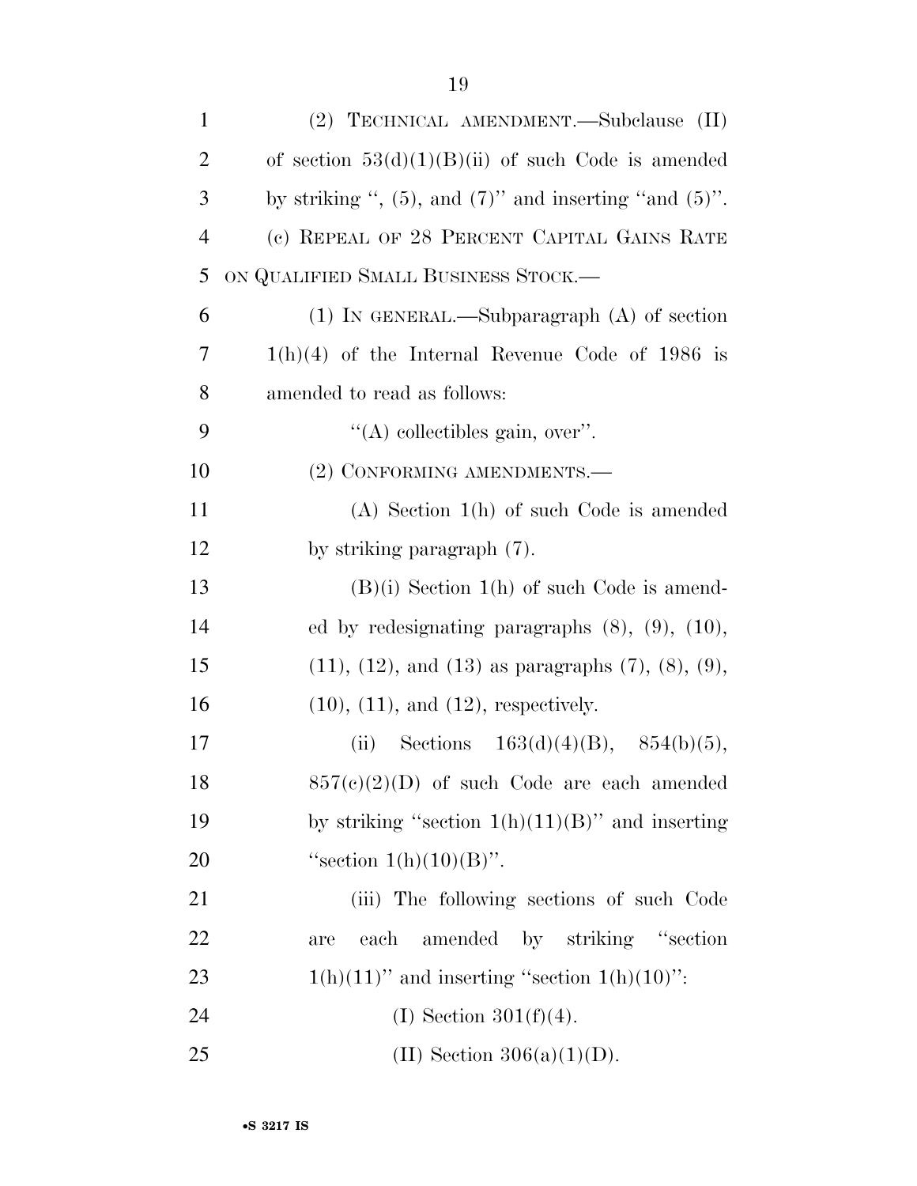(2) TECHNICAL AMENDMENT.—Subclause (II) of section 53(d)(1)(B)(ii) of such Code is amended by striking ", (5), and (7)" and inserting "and (5)".

(c) REPEAL OF 28 PERCENT CAPITAL GAINS RATE ON QUALIFIED SMALL BUSINESS STOCK.—

(1) IN GENERAL.—Subparagraph (A) of section 1(h)(4) of the Internal Revenue Code of 1986 is amended to read as follows:

"(A) collectibles gain, over".

(2) CONFORMING AMENDMENTS.—

(A) Section 1(h) of such Code is amended by striking paragraph (7).

(B)(i) Section 1(h) of such Code is amended by redesignating paragraphs (8), (9), (10), (11), (12), and (13) as paragraphs (7), (8), (9), (10), (11), and (12), respectively.

(ii) Sections 163(d)(4)(B), 854(b)(5), 857(c)(2)(D) of such Code are each amended by striking "section 1(h)(11)(B)" and inserting "section 1(h)(10)(B)".

(iii) The following sections of such Code are each amended by striking "section 1(h)(11)" and inserting "section 1(h)(10)":

(I) Section 301(f)(4).

(II) Section 306(a)(1)(D).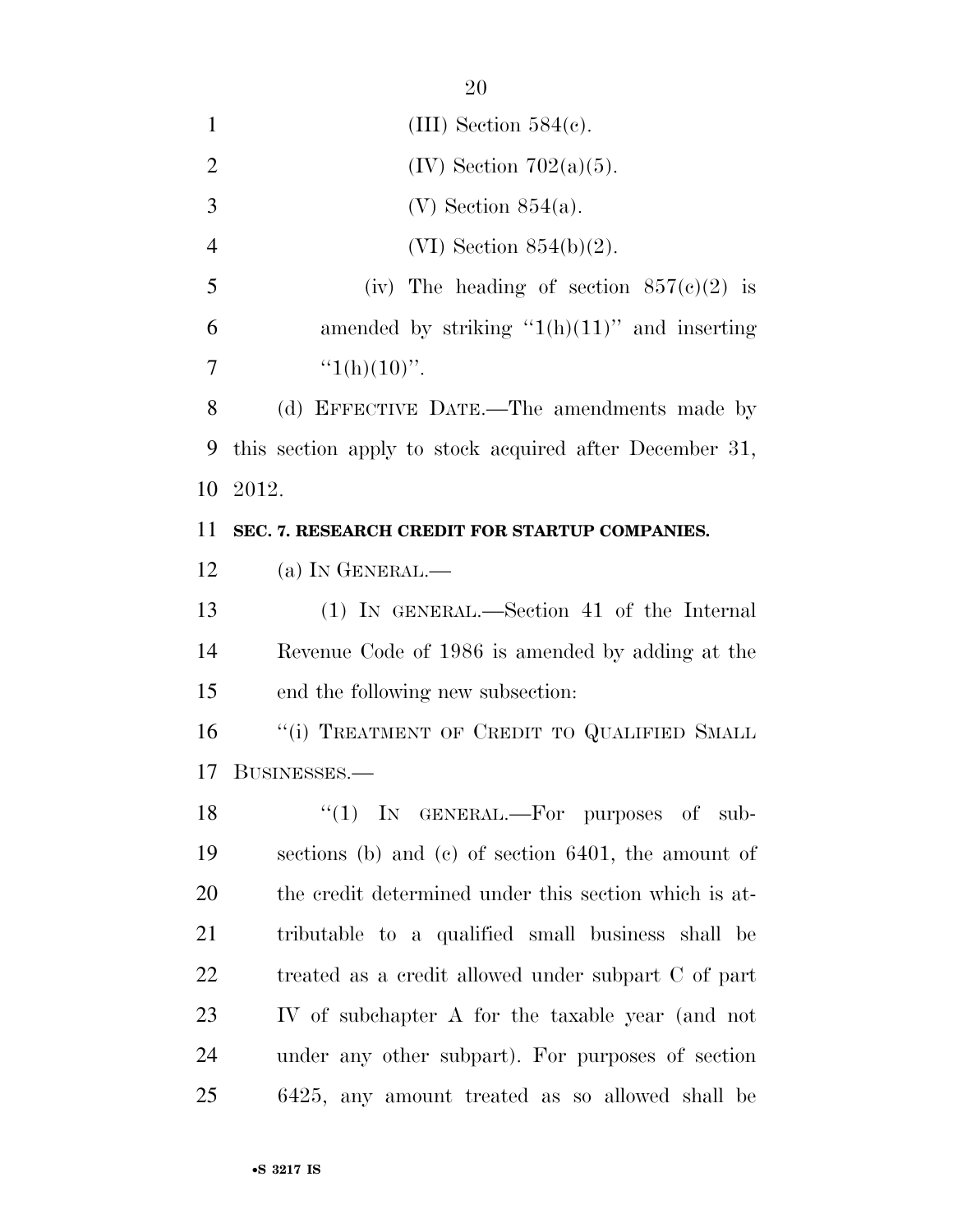(III) Section 584(c).

(IV) Section 702(a)(5).

(V) Section 854(a).

(VI) Section 854(b)(2).

(iv) The heading of section 857(c)(2) is amended by striking "1(h)(11)" and inserting "1(h)(10)".

(d) EFFECTIVE DATE.—The amendments made by this section apply to stock acquired after December 31, 2012.

**SEC. 7. RESEARCH CREDIT FOR STARTUP COMPANIES.**

(a) IN GENERAL.—

(1) IN GENERAL.—Section 41 of the Internal Revenue Code of 1986 is amended by adding at the end the following new subsection:

"(i) TREATMENT OF CREDIT TO QUALIFIED SMALL BUSINESSES.—

"(1) IN GENERAL.—For purposes of subsections (b) and (c) of section 6401, the amount of the credit determined under this section which is attributable to a qualified small business shall be treated as a credit allowed under subpart C of part IV of subchapter A for the taxable year (and not under any other subpart). For purposes of section 6425, any amount treated as so allowed shall be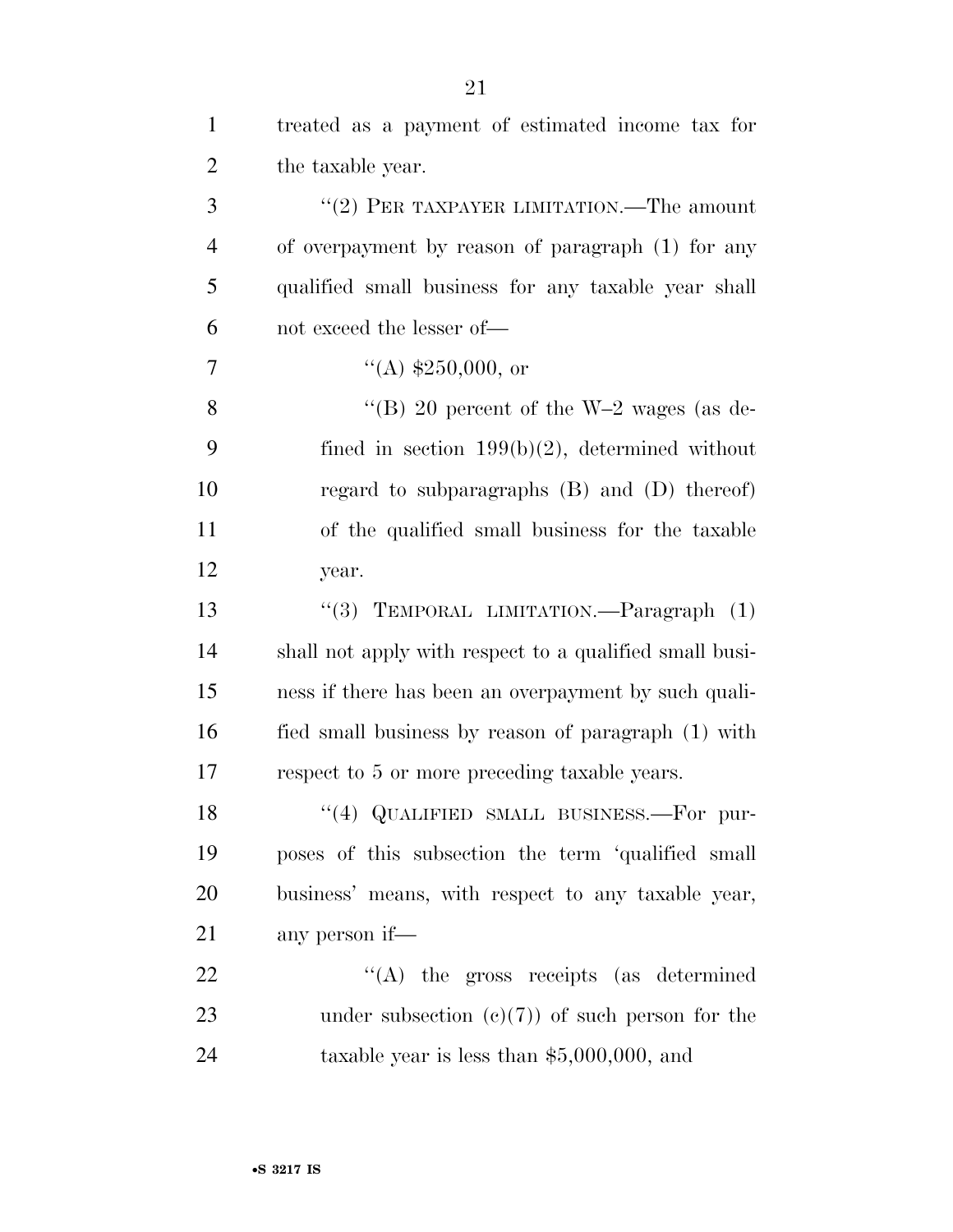treated as a payment of estimated income tax for the taxable year.

"(2) PER TAXPAYER LIMITATION.—The amount of overpayment by reason of paragraph (1) for any qualified small business for any taxable year shall not exceed the lesser of—

"(A) $250,000, or

"(B) 20 percent of the W–2 wages (as defined in section 199(b)(2), determined without regard to subparagraphs (B) and (D) thereof) of the qualified small business for the taxable year.

"(3) TEMPORAL LIMITATION.—Paragraph (1) shall not apply with respect to a qualified small business if there has been an overpayment by such qualified small business by reason of paragraph (1) with respect to 5 or more preceding taxable years.

"(4) QUALIFIED SMALL BUSINESS.—For purposes of this subsection the term 'qualified small business' means, with respect to any taxable year, any person if—

"(A) the gross receipts (as determined under subsection (c)(7)) of such person for the taxable year is less than $5,000,000, and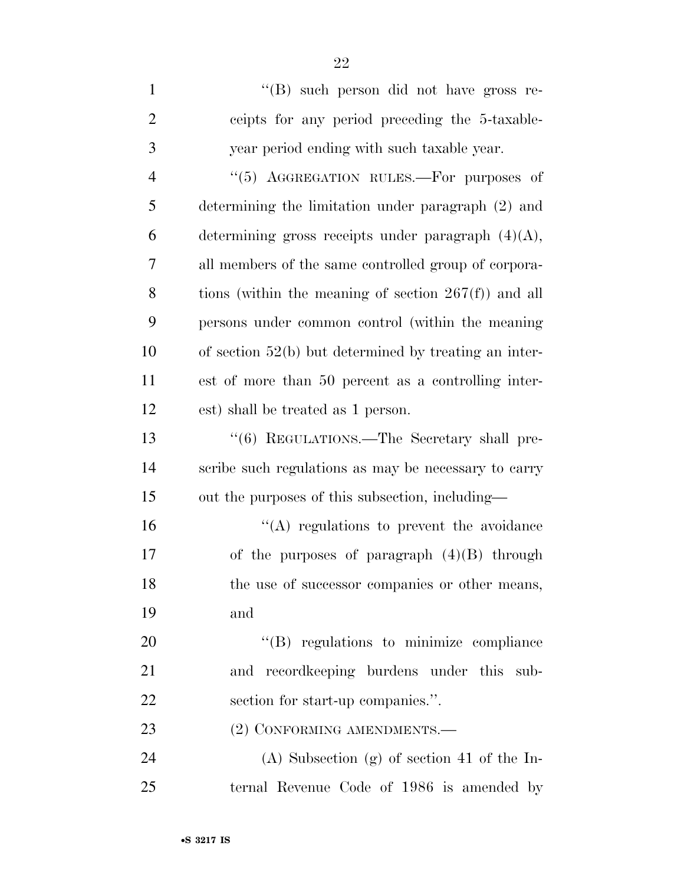"(B) such person did not have gross receipts for any period preceding the 5-taxable-year period ending with such taxable year.

"(5) AGGREGATION RULES.—For purposes of determining the limitation under paragraph (2) and determining gross receipts under paragraph (4)(A), all members of the same controlled group of corporations (within the meaning of section 267(f)) and all persons under common control (within the meaning of section 52(b) but determined by treating an interest of more than 50 percent as a controlling interest) shall be treated as 1 person.

"(6) REGULATIONS.—The Secretary shall prescribe such regulations as may be necessary to carry out the purposes of this subsection, including—

"(A) regulations to prevent the avoidance of the purposes of paragraph (4)(B) through the use of successor companies or other means, and

"(B) regulations to minimize compliance and recordkeeping burdens under this subsection for start-up companies.".

(2) CONFORMING AMENDMENTS.—

(A) Subsection (g) of section 41 of the Internal Revenue Code of 1986 is amended by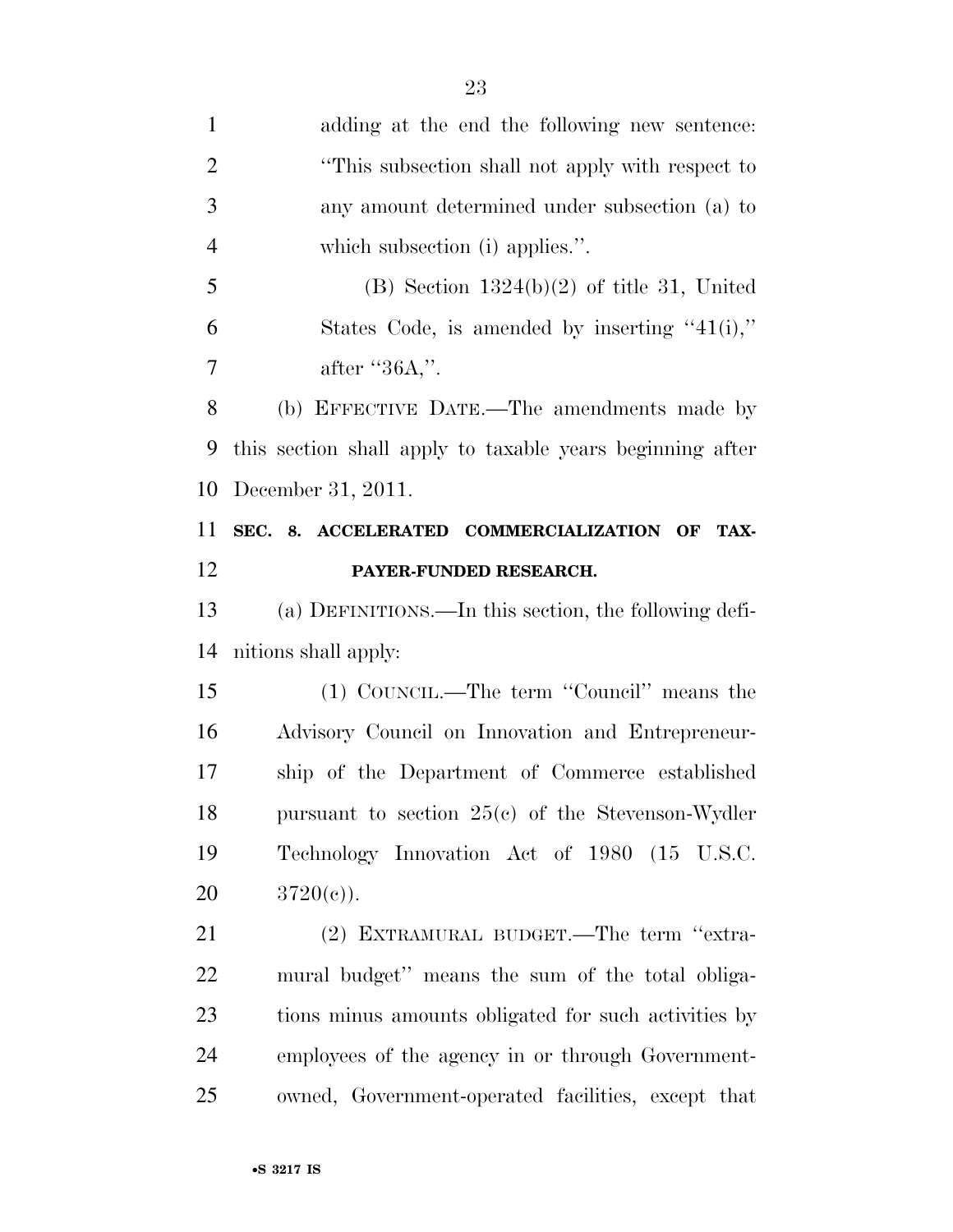adding at the end the following new sentence: "This subsection shall not apply with respect to any amount determined under subsection (a) to which subsection (i) applies.".

(B) Section 1324(b)(2) of title 31, United States Code, is amended by inserting "41(i)," after "36A,".

(b) EFFECTIVE DATE.—The amendments made by this section shall apply to taxable years beginning after December 31, 2011.

## SEC. 8. ACCELERATED COMMERCIALIZATION OF TAXPAYER-FUNDED RESEARCH.

(a) DEFINITIONS.—In this section, the following definitions shall apply:

(1) COUNCIL.—The term "Council" means the Advisory Council on Innovation and Entrepreneurship of the Department of Commerce established pursuant to section 25(c) of the Stevenson-Wydler Technology Innovation Act of 1980 (15 U.S.C. 3720(c)).

(2) EXTRAMURAL BUDGET.—The term "extramural budget" means the sum of the total obligations minus amounts obligated for such activities by employees of the agency in or through Government-owned, Government-operated facilities, except that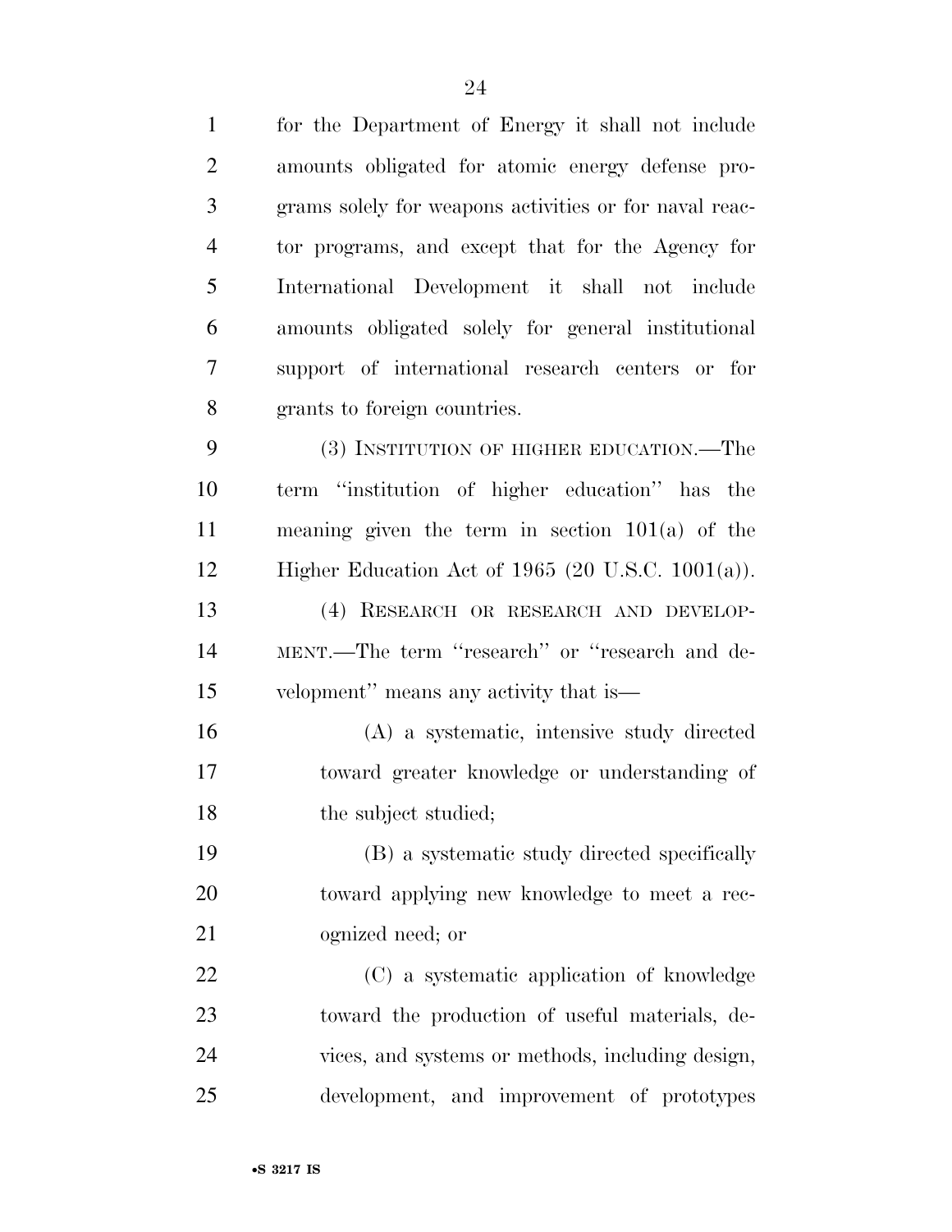for the Department of Energy it shall not include amounts obligated for atomic energy defense programs solely for weapons activities or for naval reactor programs, and except that for the Agency for International Development it shall not include amounts obligated solely for general institutional support of international research centers or for grants to foreign countries.

(3) INSTITUTION OF HIGHER EDUCATION.—The term "institution of higher education" has the meaning given the term in section 101(a) of the Higher Education Act of 1965 (20 U.S.C. 1001(a)).

(4) RESEARCH OR RESEARCH AND DEVELOPMENT.—The term "research" or "research and development" means any activity that is—

(A) a systematic, intensive study directed toward greater knowledge or understanding of the subject studied;

(B) a systematic study directed specifically toward applying new knowledge to meet a recognized need; or

(C) a systematic application of knowledge toward the production of useful materials, devices, and systems or methods, including design, development, and improvement of prototypes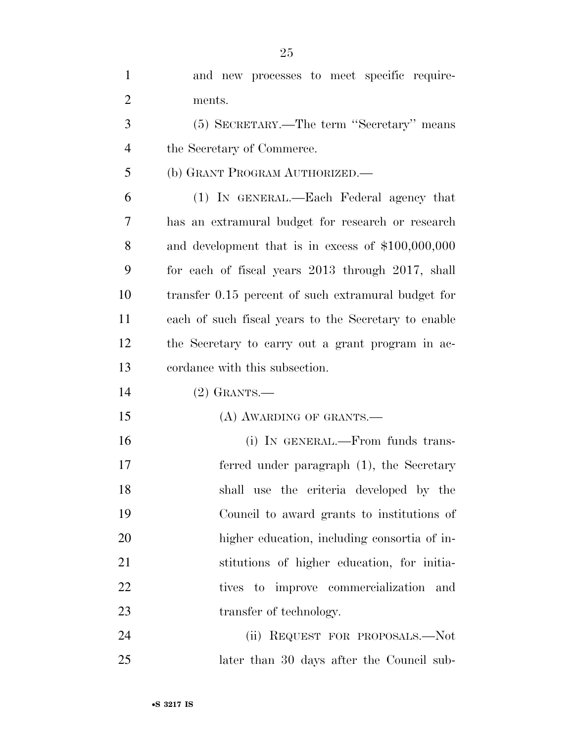and new processes to meet specific requirements.

(5) SECRETARY.—The term "Secretary" means the Secretary of Commerce.

(b) GRANT PROGRAM AUTHORIZED.—

(1) IN GENERAL.—Each Federal agency that has an extramural budget for research or research and development that is in excess of $100,000,000 for each of fiscal years 2013 through 2017, shall transfer 0.15 percent of such extramural budget for each of such fiscal years to the Secretary to enable the Secretary to carry out a grant program in accordance with this subsection.

(2) GRANTS.—

(A) AWARDING OF GRANTS.—

(i) IN GENERAL.—From funds transferred under paragraph (1), the Secretary shall use the criteria developed by the Council to award grants to institutions of higher education, including consortia of institutions of higher education, for initiatives to improve commercialization and transfer of technology.

(ii) REQUEST FOR PROPOSALS.—Not later than 30 days after the Council sub-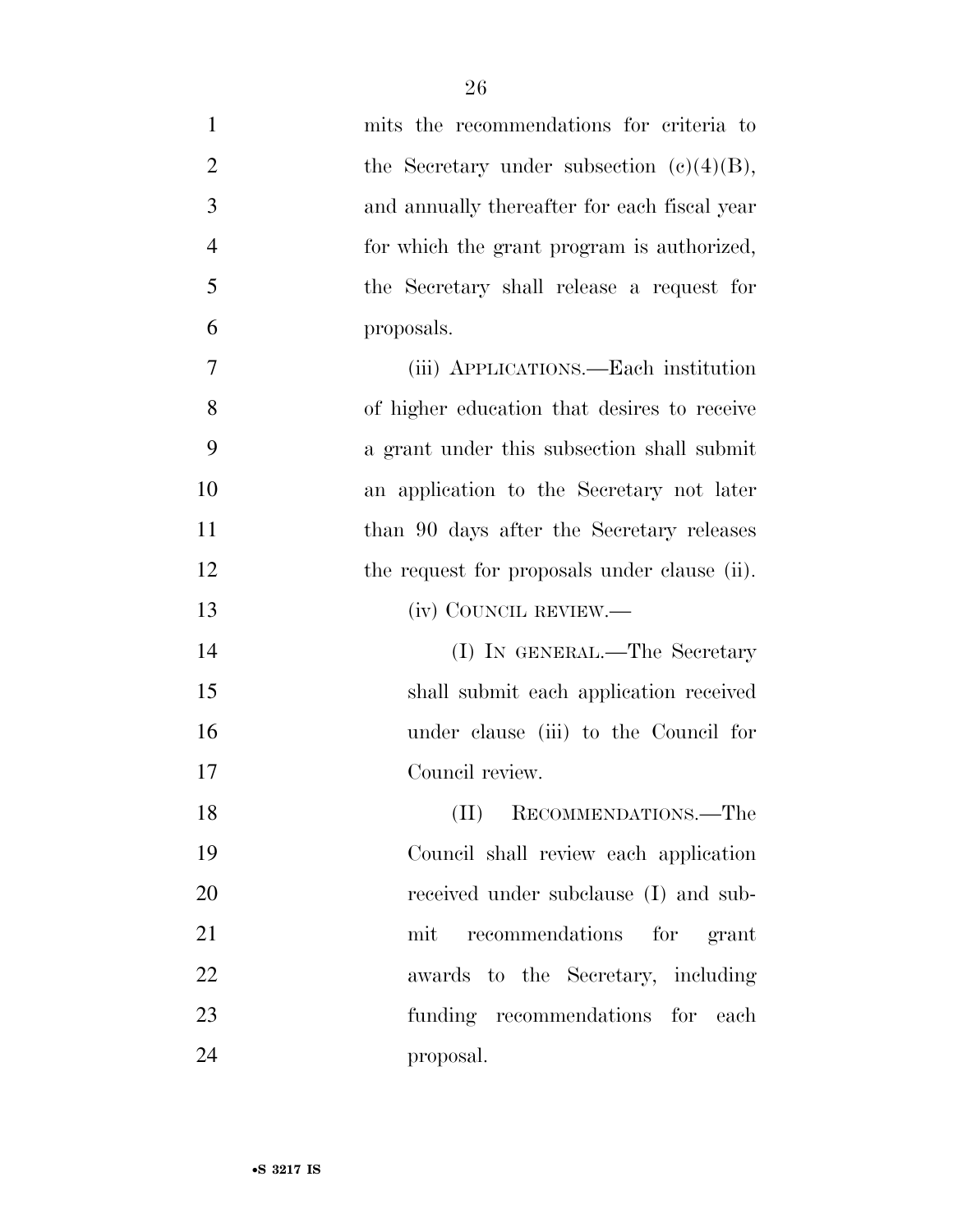mits the recommendations for criteria to the Secretary under subsection (c)(4)(B), and annually thereafter for each fiscal year for which the grant program is authorized, the Secretary shall release a request for proposals.

(iii) APPLICATIONS.—Each institution of higher education that desires to receive a grant under this subsection shall submit an application to the Secretary not later than 90 days after the Secretary releases the request for proposals under clause (ii).

(iv) COUNCIL REVIEW.—

(I) IN GENERAL.—The Secretary shall submit each application received under clause (iii) to the Council for Council review.

(II) RECOMMENDATIONS.—The Council shall review each application received under subclause (I) and submit recommendations for grant awards to the Secretary, including funding recommendations for each proposal.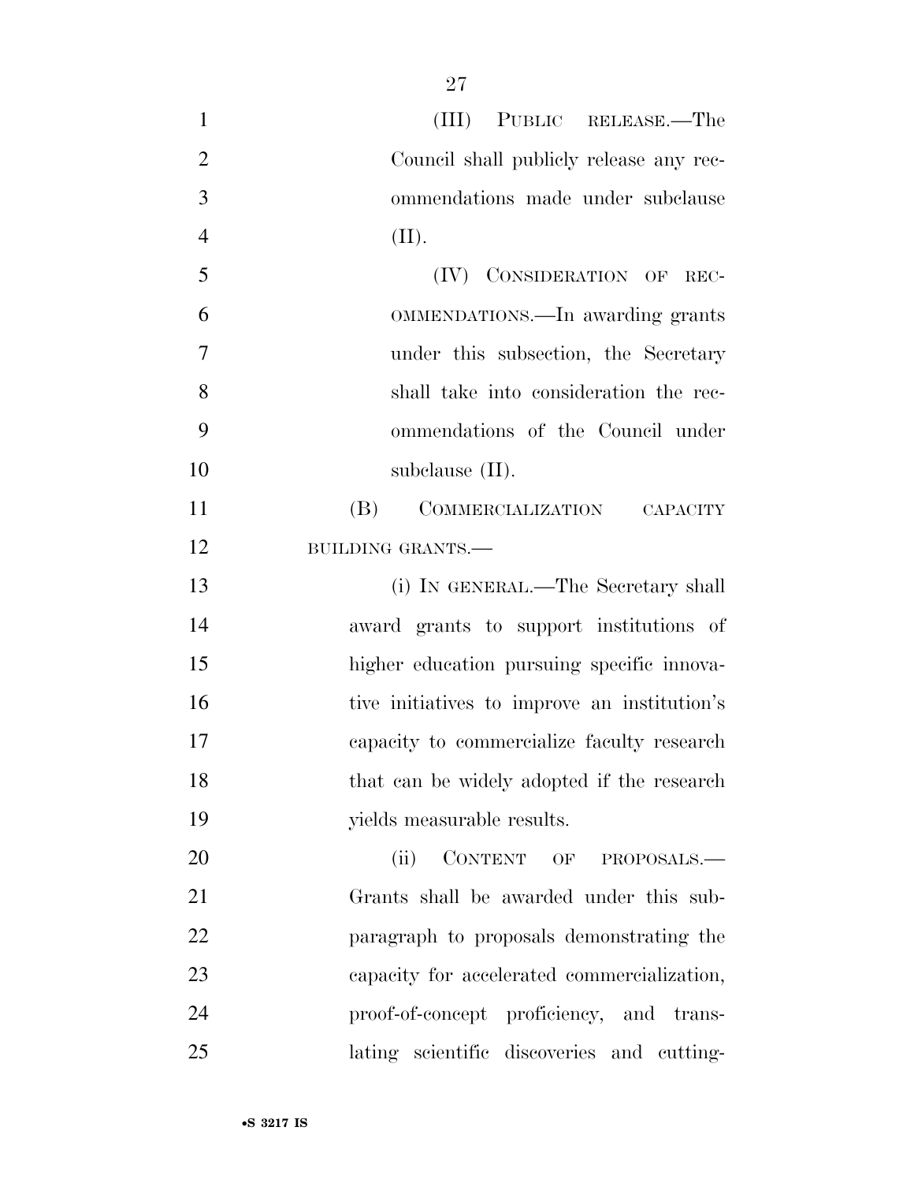(III) PUBLIC RELEASE.—The Council shall publicly release any recommendations made under subclause (II).

(IV) CONSIDERATION OF RECOMMENDATIONS.—In awarding grants under this subsection, the Secretary shall take into consideration the recommendations of the Council under subclause (II).

(B) COMMERCIALIZATION CAPACITY BUILDING GRANTS.—

(i) IN GENERAL.—The Secretary shall award grants to support institutions of higher education pursuing specific innovative initiatives to improve an institution's capacity to commercialize faculty research that can be widely adopted if the research yields measurable results.

(ii) CONTENT OF PROPOSALS.—Grants shall be awarded under this subparagraph to proposals demonstrating the capacity for accelerated commercialization, proof-of-concept proficiency, and translating scientific discoveries and cutting-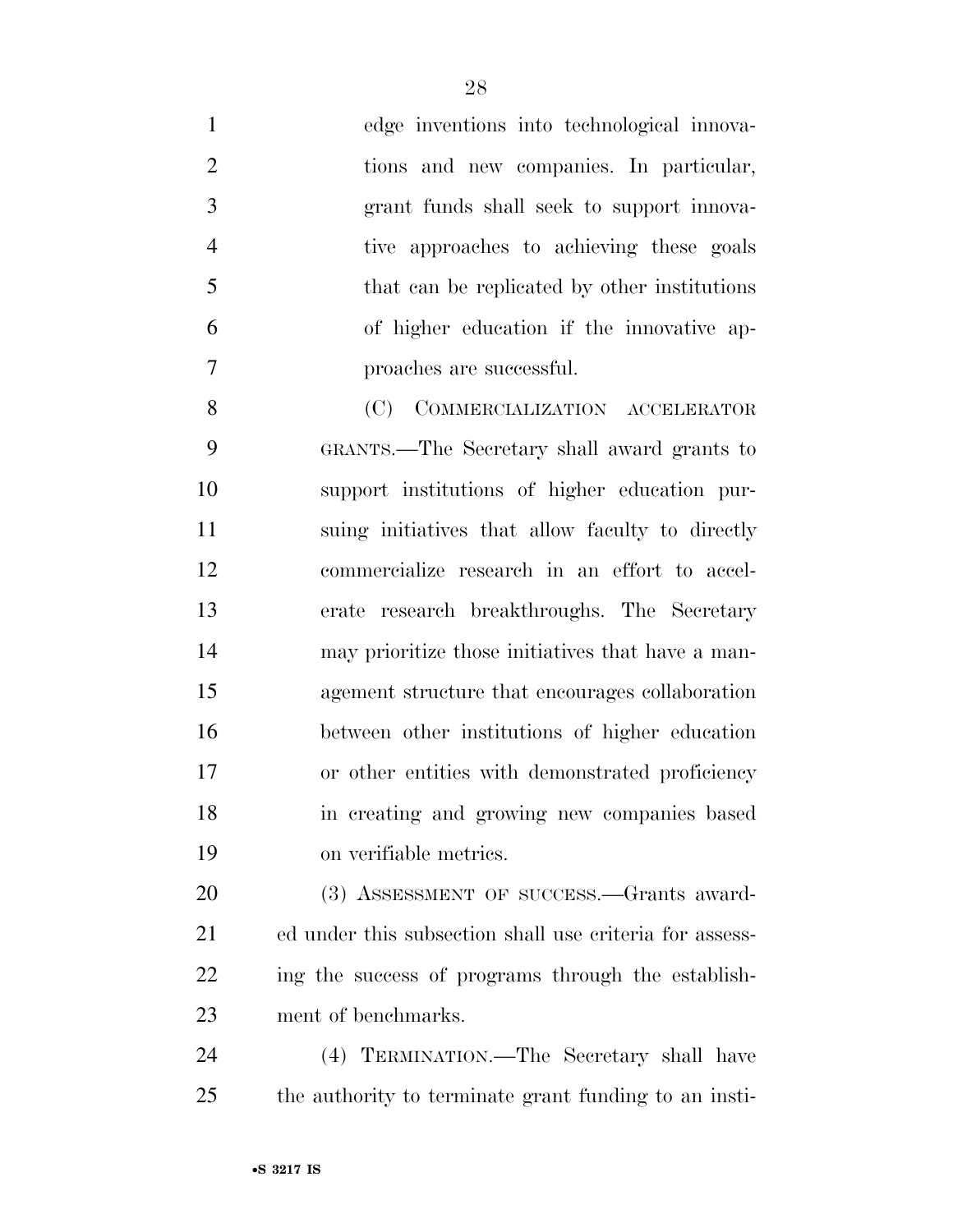edge inventions into technological innovations and new companies. In particular, grant funds shall seek to support innovative approaches to achieving these goals that can be replicated by other institutions of higher education if the innovative approaches are successful.

(C) COMMERCIALIZATION ACCELERATOR GRANTS.—The Secretary shall award grants to support institutions of higher education pursuing initiatives that allow faculty to directly commercialize research in an effort to accelerate research breakthroughs. The Secretary may prioritize those initiatives that have a management structure that encourages collaboration between other institutions of higher education or other entities with demonstrated proficiency in creating and growing new companies based on verifiable metrics.

(3) ASSESSMENT OF SUCCESS.—Grants awarded under this subsection shall use criteria for assessing the success of programs through the establishment of benchmarks.

(4) TERMINATION.—The Secretary shall have the authority to terminate grant funding to an insti-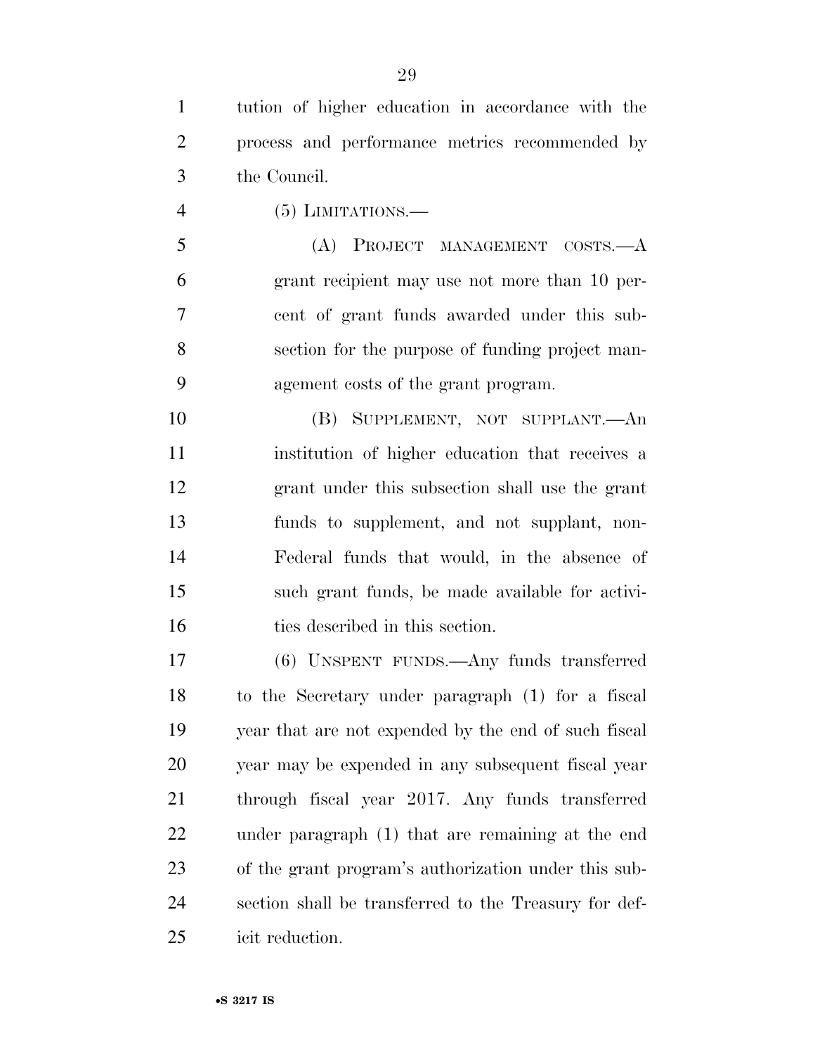tution of higher education in accordance with the process and performance metrics recommended by the Council.

(5) LIMITATIONS.—

(A) PROJECT MANAGEMENT COSTS.—A grant recipient may use not more than 10 percent of grant funds awarded under this subsection for the purpose of funding project management costs of the grant program.

(B) SUPPLEMENT, NOT SUPPLANT.—An institution of higher education that receives a grant under this subsection shall use the grant funds to supplement, and not supplant, non-Federal funds that would, in the absence of such grant funds, be made available for activities described in this section.

(6) UNSPENT FUNDS.—Any funds transferred to the Secretary under paragraph (1) for a fiscal year that are not expended by the end of such fiscal year may be expended in any subsequent fiscal year through fiscal year 2017. Any funds transferred under paragraph (1) that are remaining at the end of the grant program's authorization under this subsection shall be transferred to the Treasury for deficit reduction.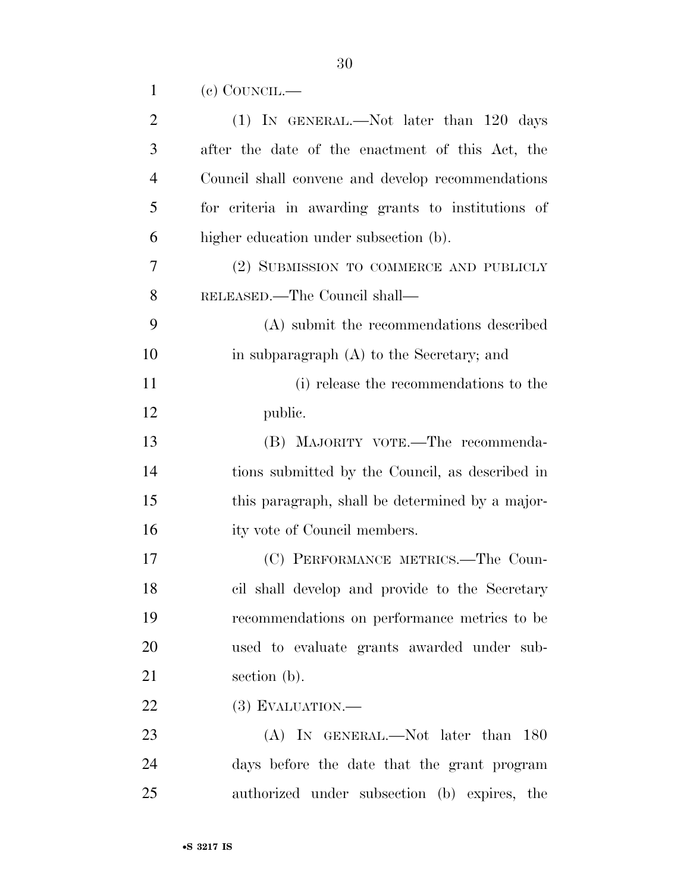(c) COUNCIL.—

(1) IN GENERAL.—Not later than 120 days after the date of the enactment of this Act, the Council shall convene and develop recommendations for criteria in awarding grants to institutions of higher education under subsection (b).

(2) SUBMISSION TO COMMERCE AND PUBLICLY RELEASED.—The Council shall—

(A) submit the recommendations described in subparagraph (A) to the Secretary; and

(i) release the recommendations to the public.

(B) MAJORITY VOTE.—The recommendations submitted by the Council, as described in this paragraph, shall be determined by a majority vote of Council members.

(C) PERFORMANCE METRICS.—The Council shall develop and provide to the Secretary recommendations on performance metrics to be used to evaluate grants awarded under subsection (b).

(3) EVALUATION.—

(A) IN GENERAL.—Not later than 180 days before the date that the grant program authorized under subsection (b) expires, the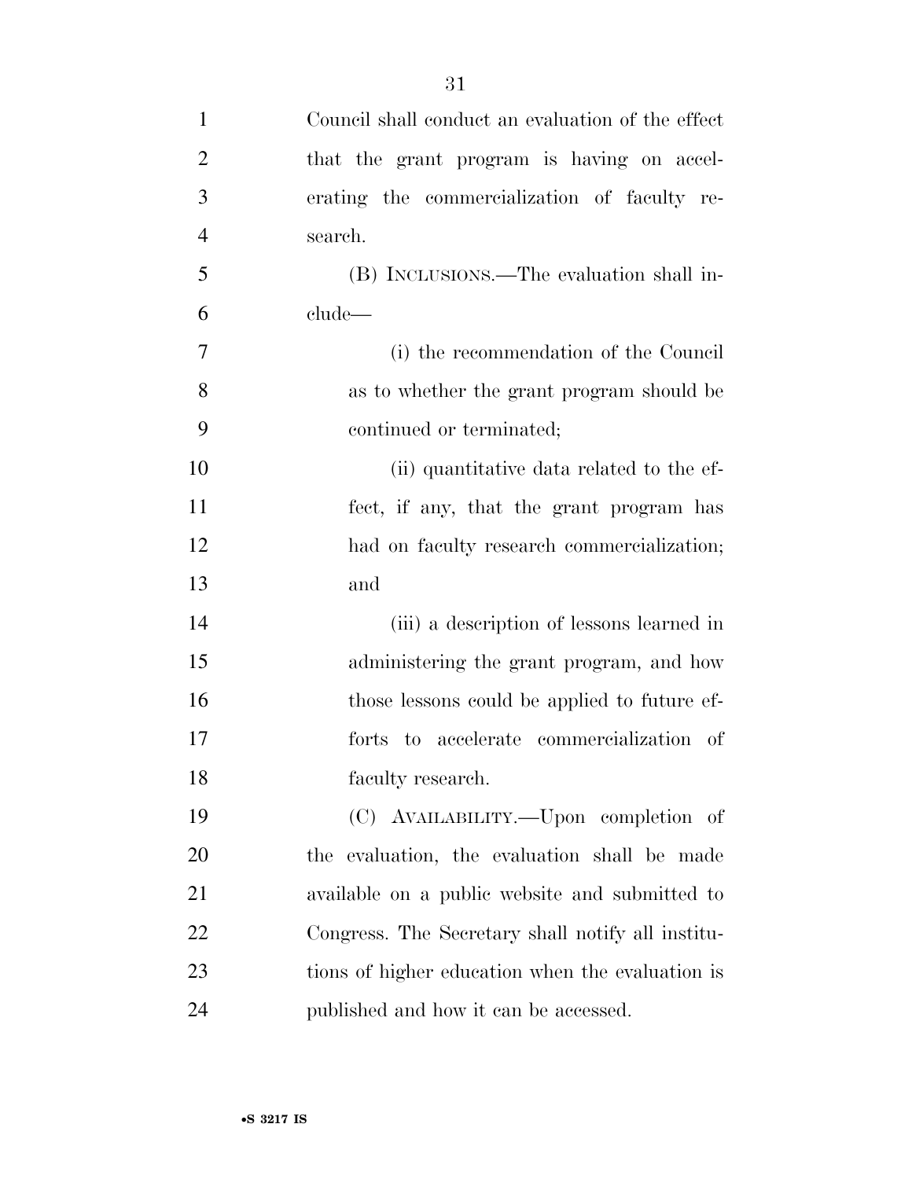Council shall conduct an evaluation of the effect that the grant program is having on accelerating the commercialization of faculty research.

(B) INCLUSIONS.—The evaluation shall include—

(i) the recommendation of the Council as to whether the grant program should be continued or terminated;

(ii) quantitative data related to the effect, if any, that the grant program has had on faculty research commercialization; and

(iii) a description of lessons learned in administering the grant program, and how those lessons could be applied to future efforts to accelerate commercialization of faculty research.

(C) AVAILABILITY.—Upon completion of the evaluation, the evaluation shall be made available on a public website and submitted to Congress. The Secretary shall notify all institutions of higher education when the evaluation is published and how it can be accessed.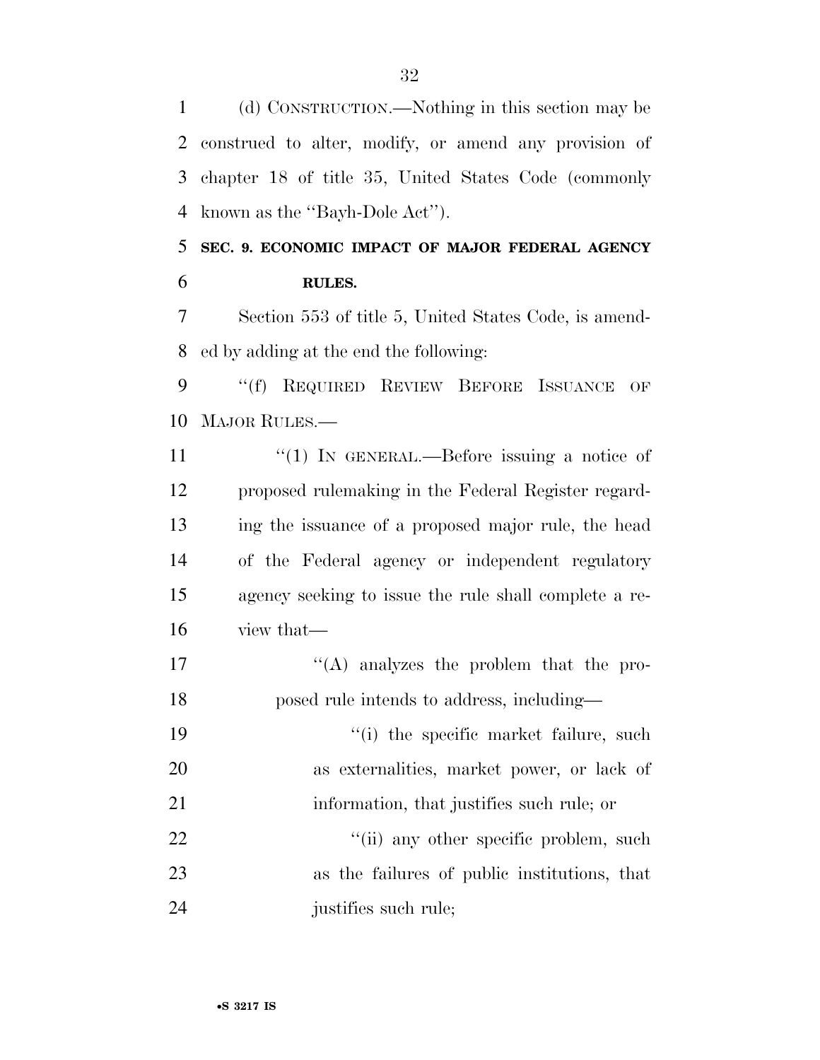(d) CONSTRUCTION.—Nothing in this section may be construed to alter, modify, or amend any provision of chapter 18 of title 35, United States Code (commonly known as the ''Bayh-Dole Act'').

## SEC. 9. ECONOMIC IMPACT OF MAJOR FEDERAL AGENCY RULES.

Section 553 of title 5, United States Code, is amended by adding at the end the following:

''(f) REQUIRED REVIEW BEFORE ISSUANCE OF MAJOR RULES.—

''(1) IN GENERAL.—Before issuing a notice of proposed rulemaking in the Federal Register regarding the issuance of a proposed major rule, the head of the Federal agency or independent regulatory agency seeking to issue the rule shall complete a review that—

''(A) analyzes the problem that the proposed rule intends to address, including—

''(i) the specific market failure, such as externalities, market power, or lack of information, that justifies such rule; or

''(ii) any other specific problem, such as the failures of public institutions, that justifies such rule;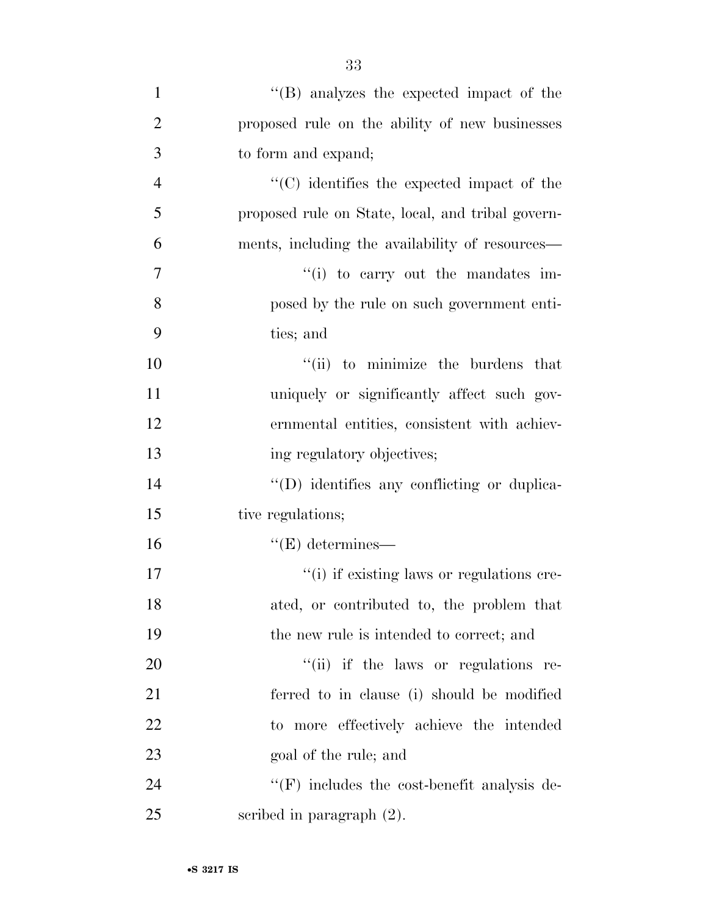''(B) analyzes the expected impact of the proposed rule on the ability of new businesses to form and expand;

''(C) identifies the expected impact of the proposed rule on State, local, and tribal governments, including the availability of resources—

''(i) to carry out the mandates imposed by the rule on such government entities; and

''(ii) to minimize the burdens that uniquely or significantly affect such governmental entities, consistent with achieving regulatory objectives;

''(D) identifies any conflicting or duplicative regulations;

''(E) determines—

''(i) if existing laws or regulations created, or contributed to, the problem that the new rule is intended to correct; and

''(ii) if the laws or regulations referred to in clause (i) should be modified to more effectively achieve the intended goal of the rule; and

''(F) includes the cost-benefit analysis described in paragraph (2).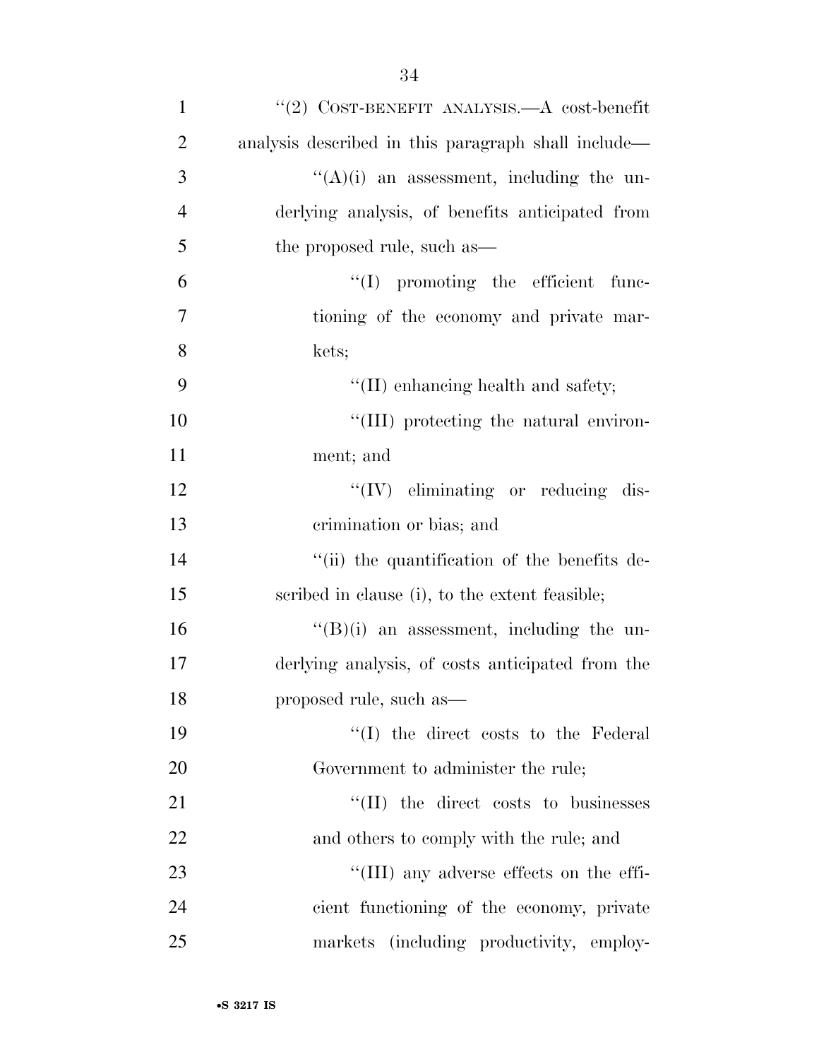"(2) COST-BENEFIT ANALYSIS.—A cost-benefit analysis described in this paragraph shall include—

"(A)(i) an assessment, including the underlying analysis, of benefits anticipated from the proposed rule, such as—

"(I) promoting the efficient functioning of the economy and private markets;

"(II) enhancing health and safety;

"(III) protecting the natural environment; and

"(IV) eliminating or reducing discrimination or bias; and

"(ii) the quantification of the benefits described in clause (i), to the extent feasible;

"(B)(i) an assessment, including the underlying analysis, of costs anticipated from the proposed rule, such as—

"(I) the direct costs to the Federal Government to administer the rule;

"(II) the direct costs to businesses and others to comply with the rule; and

"(III) any adverse effects on the efficient functioning of the economy, private markets (including productivity, employ-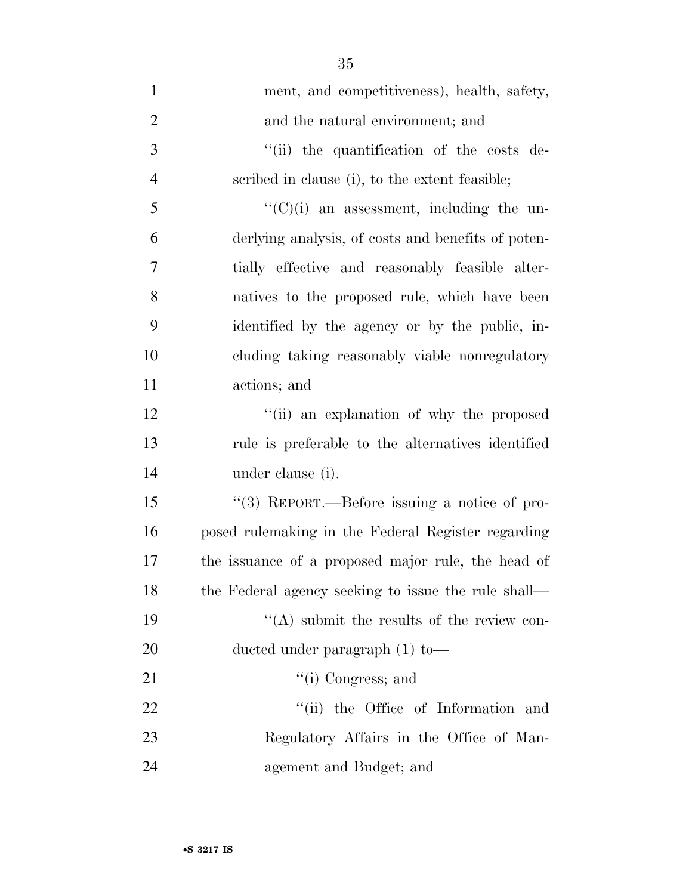ment, and competitiveness), health, safety, and the natural environment; and

"(ii) the quantification of the costs described in clause (i), to the extent feasible;

"(C)(i) an assessment, including the underlying analysis, of costs and benefits of potentially effective and reasonably feasible alternatives to the proposed rule, which have been identified by the agency or by the public, including taking reasonably viable nonregulatory actions; and

"(ii) an explanation of why the proposed rule is preferable to the alternatives identified under clause (i).

"(3) REPORT.—Before issuing a notice of proposed rulemaking in the Federal Register regarding the issuance of a proposed major rule, the head of the Federal agency seeking to issue the rule shall—

"(A) submit the results of the review conducted under paragraph (1) to—

"(i) Congress; and

"(ii) the Office of Information and Regulatory Affairs in the Office of Management and Budget; and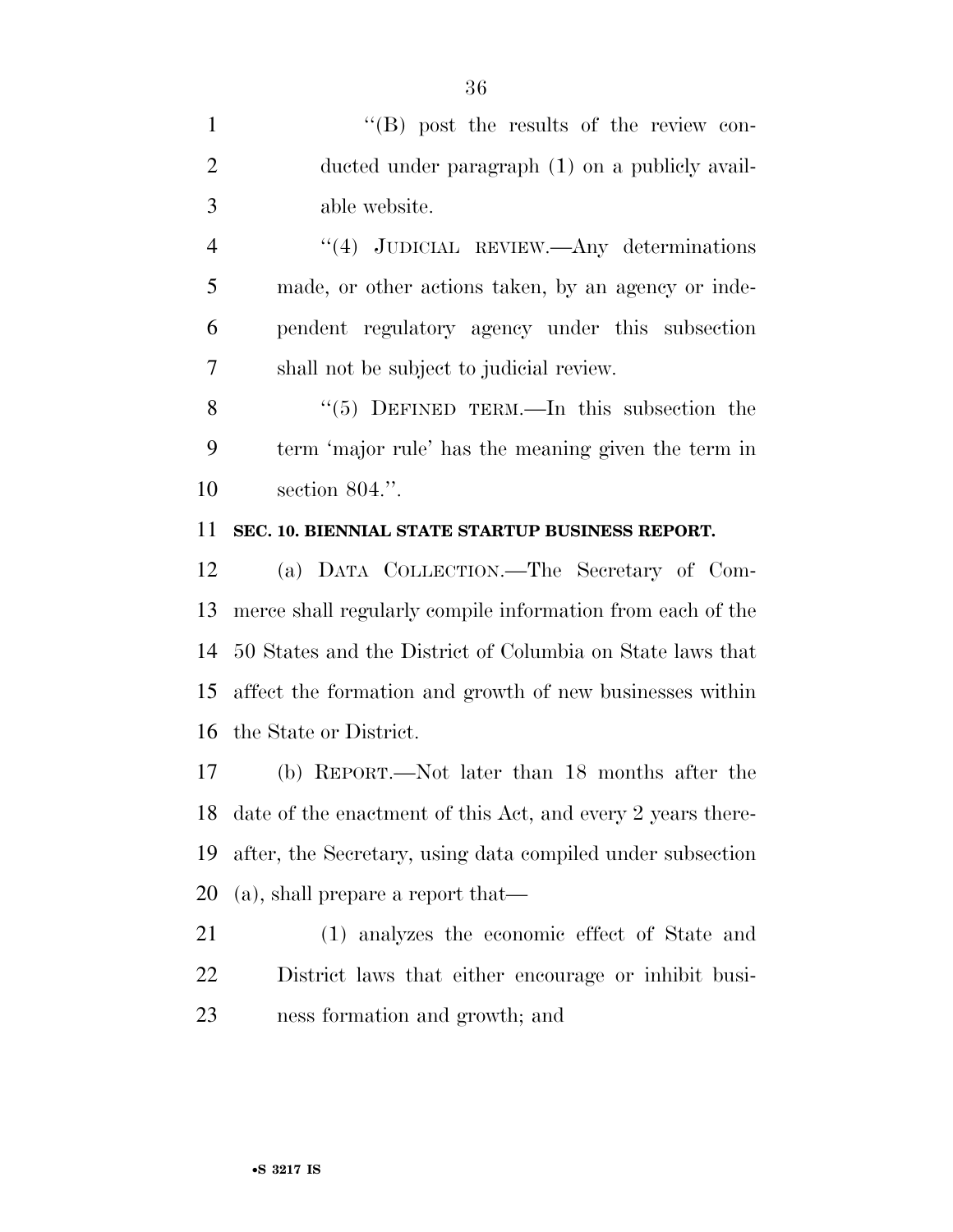''(B) post the results of the review conducted under paragraph (1) on a publicly available website.

''(4) JUDICIAL REVIEW.—Any determinations made, or other actions taken, by an agency or independent regulatory agency under this subsection shall not be subject to judicial review.

''(5) DEFINED TERM.—In this subsection the term 'major rule' has the meaning given the term in section 804.''.

**SEC. 10. BIENNIAL STATE STARTUP BUSINESS REPORT.**

(a) DATA COLLECTION.—The Secretary of Commerce shall regularly compile information from each of the 50 States and the District of Columbia on State laws that affect the formation and growth of new businesses within the State or District.

(b) REPORT.—Not later than 18 months after the date of the enactment of this Act, and every 2 years thereafter, the Secretary, using data compiled under subsection (a), shall prepare a report that—

(1) analyzes the economic effect of State and District laws that either encourage or inhibit business formation and growth; and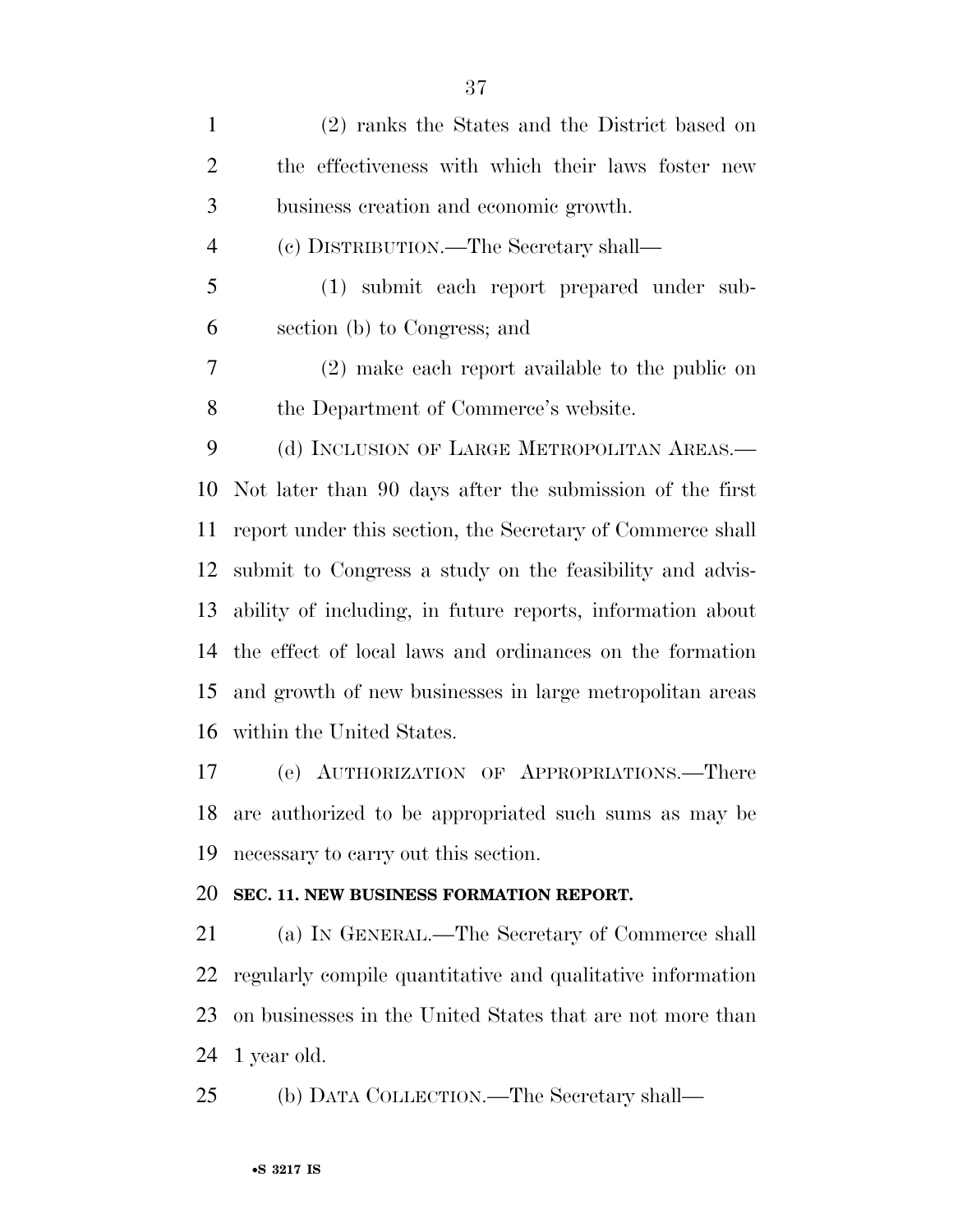(2) ranks the States and the District based on the effectiveness with which their laws foster new business creation and economic growth.

(c) DISTRIBUTION.—The Secretary shall—

(1) submit each report prepared under subsection (b) to Congress; and

(2) make each report available to the public on the Department of Commerce's website.

(d) INCLUSION OF LARGE METROPOLITAN AREAS.—Not later than 90 days after the submission of the first report under this section, the Secretary of Commerce shall submit to Congress a study on the feasibility and advisability of including, in future reports, information about the effect of local laws and ordinances on the formation and growth of new businesses in large metropolitan areas within the United States.

(e) AUTHORIZATION OF APPROPRIATIONS.—There are authorized to be appropriated such sums as may be necessary to carry out this section.

**SEC. 11. NEW BUSINESS FORMATION REPORT.**

(a) IN GENERAL.—The Secretary of Commerce shall regularly compile quantitative and qualitative information on businesses in the United States that are not more than 1 year old.

(b) DATA COLLECTION.—The Secretary shall—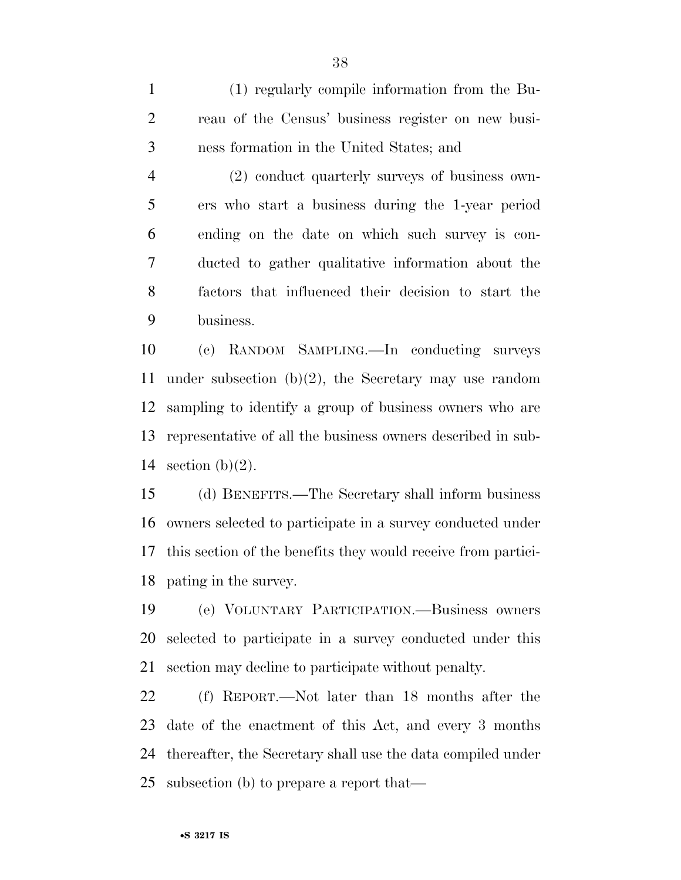(1) regularly compile information from the Bureau of the Census' business register on new business formation in the United States; and

(2) conduct quarterly surveys of business owners who start a business during the 1-year period ending on the date on which such survey is conducted to gather qualitative information about the factors that influenced their decision to start the business.

(c) RANDOM SAMPLING.—In conducting surveys under subsection (b)(2), the Secretary may use random sampling to identify a group of business owners who are representative of all the business owners described in subsection (b)(2).

(d) BENEFITS.—The Secretary shall inform business owners selected to participate in a survey conducted under this section of the benefits they would receive from participating in the survey.

(e) VOLUNTARY PARTICIPATION.—Business owners selected to participate in a survey conducted under this section may decline to participate without penalty.

(f) REPORT.—Not later than 18 months after the date of the enactment of this Act, and every 3 months thereafter, the Secretary shall use the data compiled under subsection (b) to prepare a report that—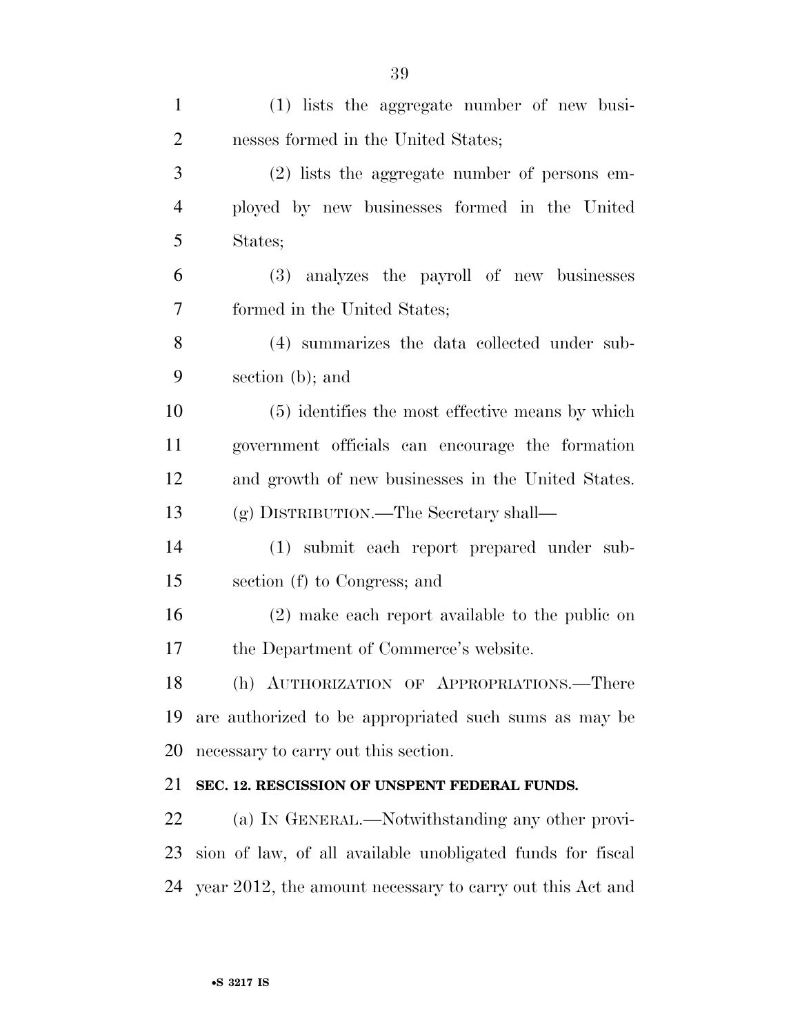(1) lists the aggregate number of new businesses formed in the United States;

(2) lists the aggregate number of persons employed by new businesses formed in the United States;

(3) analyzes the payroll of new businesses formed in the United States;

(4) summarizes the data collected under subsection (b); and

(5) identifies the most effective means by which government officials can encourage the formation and growth of new businesses in the United States.

(g) DISTRIBUTION.—The Secretary shall—

(1) submit each report prepared under subsection (f) to Congress; and

(2) make each report available to the public on the Department of Commerce's website.

(h) AUTHORIZATION OF APPROPRIATIONS.—There are authorized to be appropriated such sums as may be necessary to carry out this section.

**SEC. 12. RESCISSION OF UNSPENT FEDERAL FUNDS.**

(a) IN GENERAL.—Notwithstanding any other provision of law, of all available unobligated funds for fiscal year 2012, the amount necessary to carry out this Act and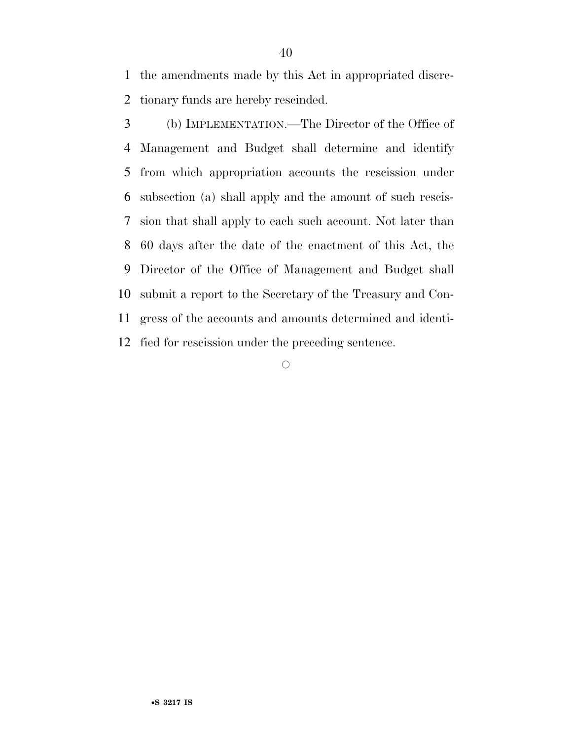the amendments made by this Act in appropriated discretionary funds are hereby rescinded.

(b) IMPLEMENTATION.—The Director of the Office of Management and Budget shall determine and identify from which appropriation accounts the rescission under subsection (a) shall apply and the amount of such rescission that shall apply to each such account. Not later than 60 days after the date of the enactment of this Act, the Director of the Office of Management and Budget shall submit a report to the Secretary of the Treasury and Congress of the accounts and amounts determined and identified for rescission under the preceding sentence.

○